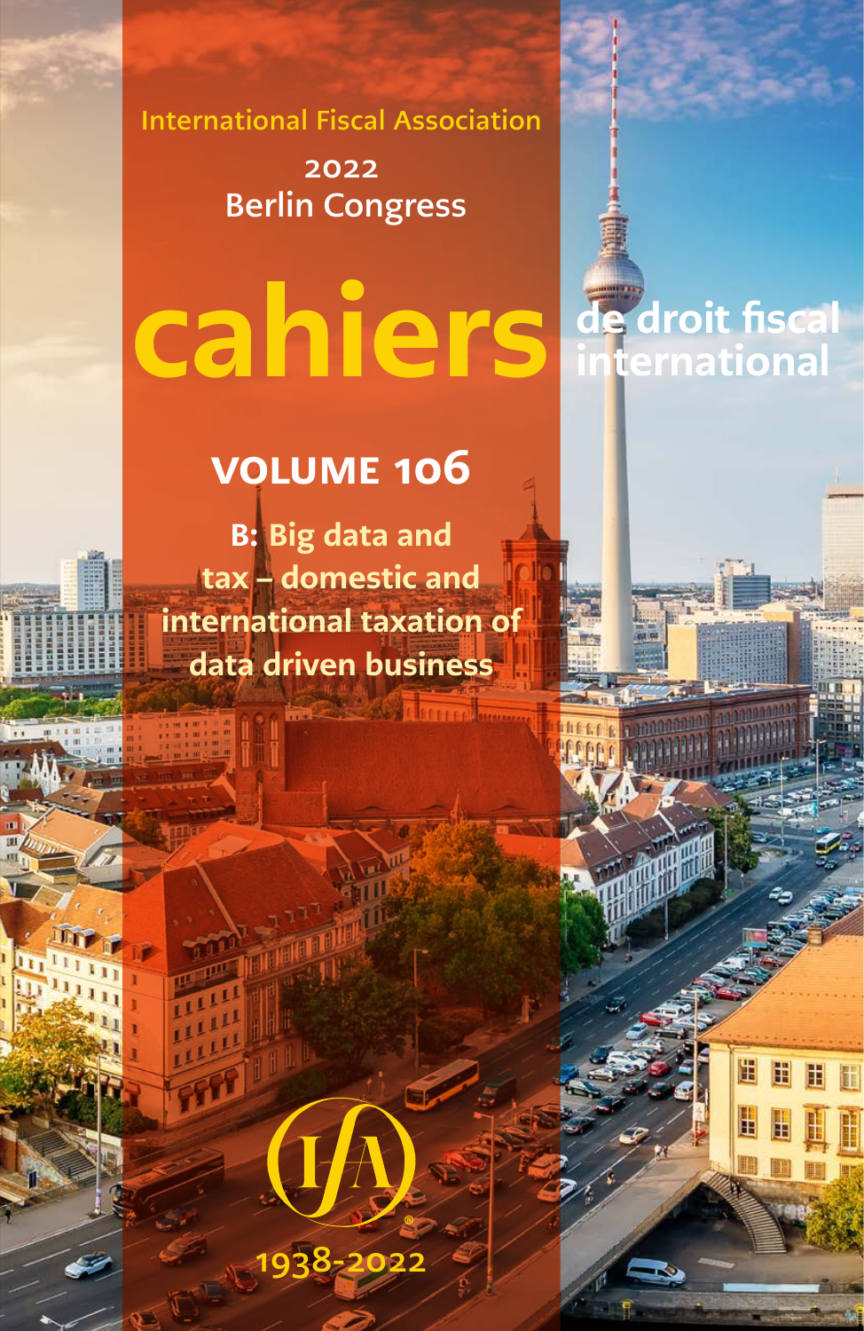International Fiscal Association

2022
Berlin Congress

# cahiers de droit fiscal international

## VOLUME 106

**B: Big data and tax – domestic and international taxation of data driven business**

1938-2022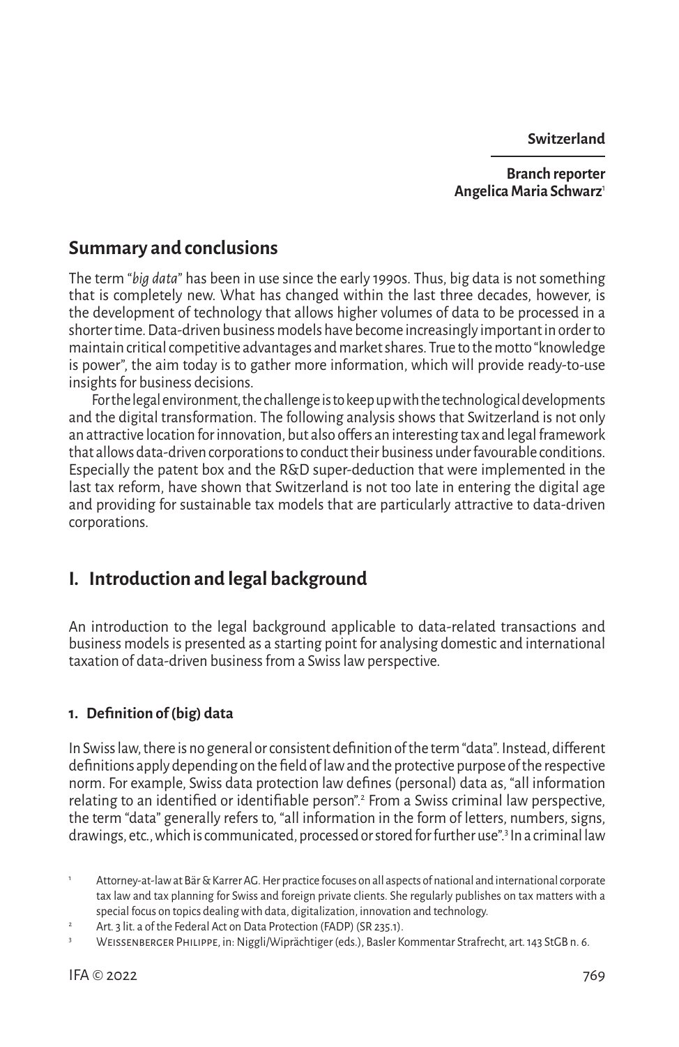**Switzerland**

**Branch reporter**
**Angelica Maria Schwarz**[1]

## Summary and conclusions

The term "*big data*" has been in use since the early 1990s. Thus, big data is not something that is completely new. What has changed within the last three decades, however, is the development of technology that allows higher volumes of data to be processed in a shorter time. Data-driven business models have become increasingly important in order to maintain critical competitive advantages and market shares. True to the motto "knowledge is power", the aim today is to gather more information, which will provide ready-to-use insights for business decisions.

For the legal environment, the challenge is to keep up with the technological developments and the digital transformation. The following analysis shows that Switzerland is not only an attractive location for innovation, but also offers an interesting tax and legal framework that allows data-driven corporations to conduct their business under favourable conditions. Especially the patent box and the R&D super-deduction that were implemented in the last tax reform, have shown that Switzerland is not too late in entering the digital age and providing for sustainable tax models that are particularly attractive to data-driven corporations.

## I. Introduction and legal background

An introduction to the legal background applicable to data-related transactions and business models is presented as a starting point for analysing domestic and international taxation of data-driven business from a Swiss law perspective.

### 1. Definition of (big) data

In Swiss law, there is no general or consistent definition of the term "data". Instead, different definitions apply depending on the field of law and the protective purpose of the respective norm. For example, Swiss data protection law defines (personal) data as, "all information relating to an identified or identifiable person".[2] From a Swiss criminal law perspective, the term "data" generally refers to, "all information in the form of letters, numbers, signs, drawings, etc., which is communicated, processed or stored for further use".[3] In a criminal law

[1] Attorney-at-law at Bär & Karrer AG. Her practice focuses on all aspects of national and international corporate tax law and tax planning for Swiss and foreign private clients. She regularly publishes on tax matters with a special focus on topics dealing with data, digitalization, innovation and technology.

[2] Art. 3 lit. a of the Federal Act on Data Protection (FADP) (SR 235.1).

[3] Weissenberger Philippe, in: Niggli/Wiprächtiger (eds.), Basler Kommentar Strafrecht, art. 143 StGB n. 6.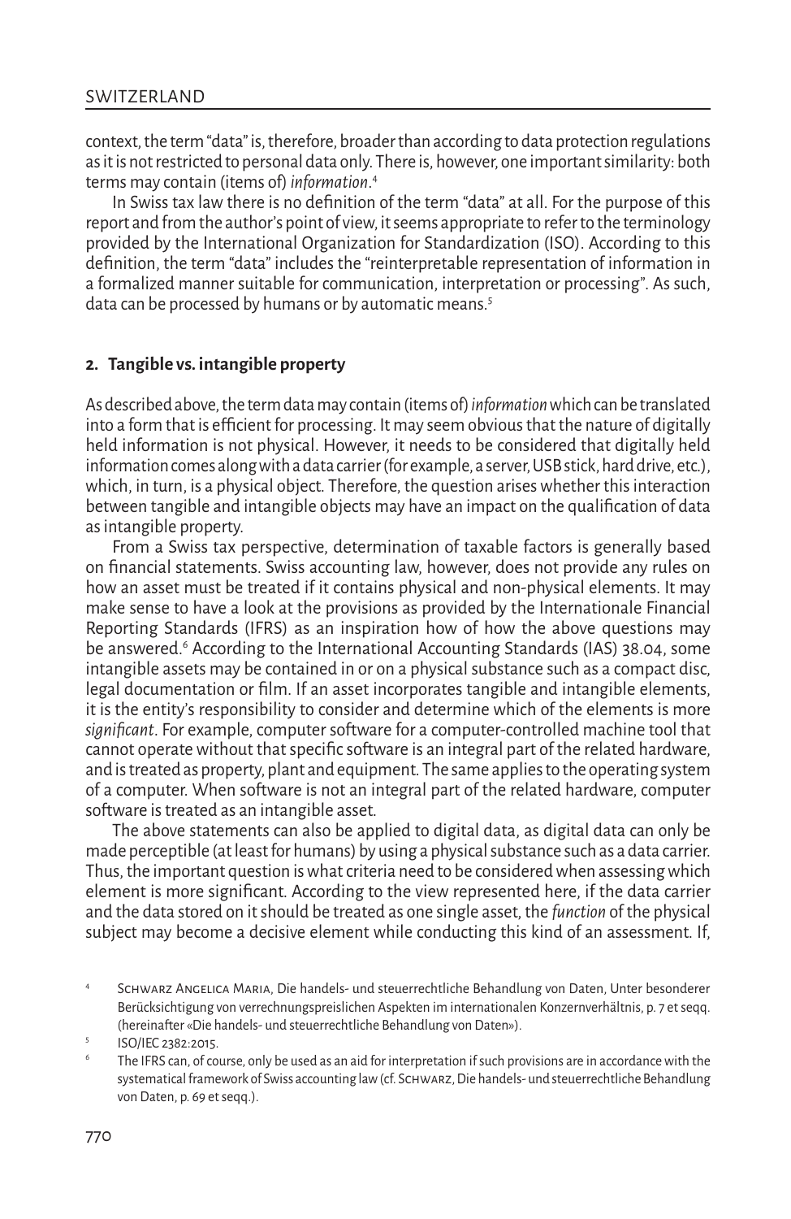context, the term "data" is, therefore, broader than according to data protection regulations as it is not restricted to personal data only. There is, however, one important similarity: both terms may contain (items of) *information*.[4]

In Swiss tax law there is no definition of the term "data" at all. For the purpose of this report and from the author's point of view, it seems appropriate to refer to the terminology provided by the International Organization for Standardization (ISO). According to this definition, the term "data" includes the "reinterpretable representation of information in a formalized manner suitable for communication, interpretation or processing". As such, data can be processed by humans or by automatic means.[5]

## 2. Tangible vs. intangible property

As described above, the term data may contain (items of) *information* which can be translated into a form that is efficient for processing. It may seem obvious that the nature of digitally held information is not physical. However, it needs to be considered that digitally held information comes along with a data carrier (for example, a server, USB stick, hard drive, etc.), which, in turn, is a physical object. Therefore, the question arises whether this interaction between tangible and intangible objects may have an impact on the qualification of data as intangible property.

From a Swiss tax perspective, determination of taxable factors is generally based on financial statements. Swiss accounting law, however, does not provide any rules on how an asset must be treated if it contains physical and non-physical elements. It may make sense to have a look at the provisions as provided by the Internationale Financial Reporting Standards (IFRS) as an inspiration how of how the above questions may be answered.[6] According to the International Accounting Standards (IAS) 38.04, some intangible assets may be contained in or on a physical substance such as a compact disc, legal documentation or film. If an asset incorporates tangible and intangible elements, it is the entity's responsibility to consider and determine which of the elements is more *significant*. For example, computer software for a computer-controlled machine tool that cannot operate without that specific software is an integral part of the related hardware, and is treated as property, plant and equipment. The same applies to the operating system of a computer. When software is not an integral part of the related hardware, computer software is treated as an intangible asset.

The above statements can also be applied to digital data, as digital data can only be made perceptible (at least for humans) by using a physical substance such as a data carrier. Thus, the important question is what criteria need to be considered when assessing which element is more significant. According to the view represented here, if the data carrier and the data stored on it should be treated as one single asset, the *function* of the physical subject may become a decisive element while conducting this kind of an assessment. If,

---

[4] Schwarz Angelica Maria, Die handels- und steuerrechtliche Behandlung von Daten, Unter besonderer Berücksichtigung von verrechnungspreislichen Aspekten im internationalen Konzernverhältnis, p. 7 et seqq. (hereinafter «Die handels- und steuerrechtliche Behandlung von Daten»).

[5] ISO/IEC 2382:2015.

[6] The IFRS can, of course, only be used as an aid for interpretation if such provisions are in accordance with the systematical framework of Swiss accounting law (cf. Schwarz, Die handels- und steuerrechtliche Behandlung von Daten, p. 69 et seqq.).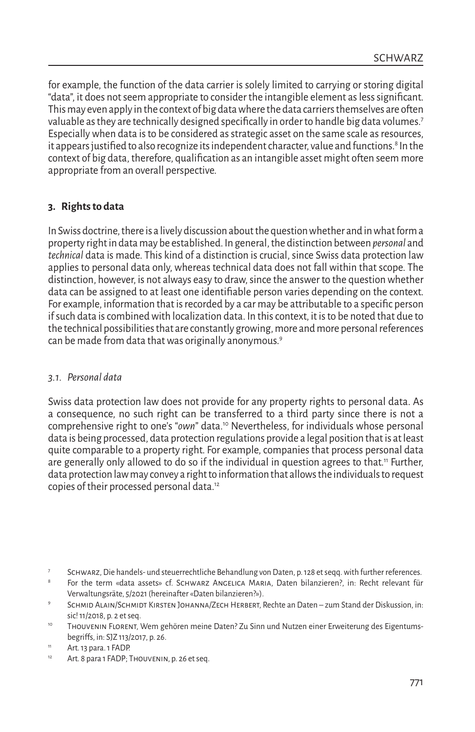for example, the function of the data carrier is solely limited to carrying or storing digital "data", it does not seem appropriate to consider the intangible element as less significant. This may even apply in the context of big data where the data carriers themselves are often valuable as they are technically designed specifically in order to handle big data volumes.[7] Especially when data is to be considered as strategic asset on the same scale as resources, it appears justified to also recognize its independent character, value and functions.[8] In the context of big data, therefore, qualification as an intangible asset might often seem more appropriate from an overall perspective.

### 3. Rights to data

In Swiss doctrine, there is a lively discussion about the question whether and in what form a property right in data may be established. In general, the distinction between *personal* and *technical* data is made. This kind of a distinction is crucial, since Swiss data protection law applies to personal data only, whereas technical data does not fall within that scope. The distinction, however, is not always easy to draw, since the answer to the question whether data can be assigned to at least one identifiable person varies depending on the context. For example, information that is recorded by a car may be attributable to a specific person if such data is combined with localization data. In this context, it is to be noted that due to the technical possibilities that are constantly growing, more and more personal references can be made from data that was originally anonymous.[9]

#### *3.1. Personal data*

Swiss data protection law does not provide for any property rights to personal data. As a consequence, no such right can be transferred to a third party since there is not a comprehensive right to one's "*own*" data.[10] Nevertheless, for individuals whose personal data is being processed, data protection regulations provide a legal position that is at least quite comparable to a property right. For example, companies that process personal data are generally only allowed to do so if the individual in question agrees to that.[11] Further, data protection law may convey a right to information that allows the individuals to request copies of their processed personal data.[12]

---

[7] Schwarz, Die handels- und steuerrechtliche Behandlung von Daten, p. 128 et seqq. with further references.

[8] For the term «data assets» cf. Schwarz Angelica Maria, Daten bilanzieren?, in: Recht relevant für Verwaltungsräte, 5/2021 (hereinafter «Daten bilanzieren?»).

[9] Schmid Alain/Schmidt Kirsten Johanna/Zech Herbert, Rechte an Daten – zum Stand der Diskussion, in: sic! 11/2018, p. 2 et seq.

[10] Thouvenin Florent, Wem gehören meine Daten? Zu Sinn und Nutzen einer Erweiterung des Eigentumsbegriffs, in: SJZ 113/2017, p. 26.

[11] Art. 13 para. 1 FADP.

[12] Art. 8 para 1 FADP; Thouvenin, p. 26 et seq.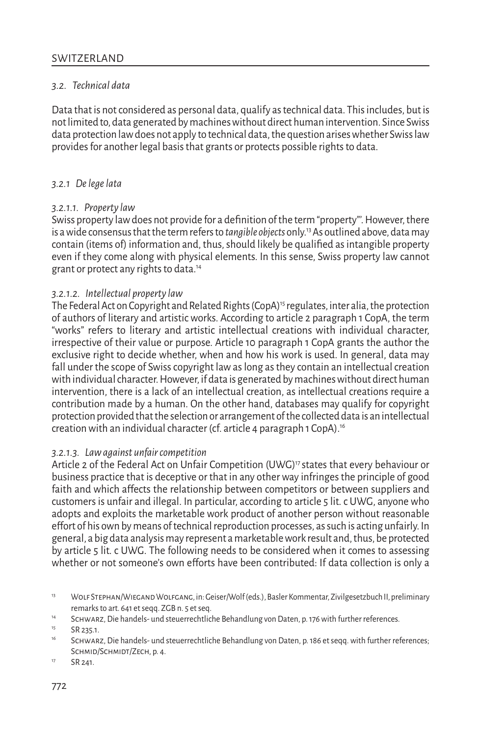### *3.2. Technical data*

Data that is not considered as personal data, qualify as technical data. This includes, but is not limited to, data generated by machines without direct human intervention. Since Swiss data protection law does not apply to technical data, the question arises whether Swiss law provides for another legal basis that grants or protects possible rights to data.

#### *3.2.1 De lege lata*

##### *3.2.1.1. Property law*

Swiss property law does not provide for a definition of the term "property"'. However, there is a wide consensus that the term refers to *tangible objects* only.[13] As outlined above, data may contain (items of) information and, thus, should likely be qualified as intangible property even if they come along with physical elements. In this sense, Swiss property law cannot grant or protect any rights to data.[14]

##### *3.2.1.2. Intellectual property law*

The Federal Act on Copyright and Related Rights (CopA)[15] regulates, inter alia, the protection of authors of literary and artistic works. According to article 2 paragraph 1 CopA, the term "works" refers to literary and artistic intellectual creations with individual character, irrespective of their value or purpose. Article 10 paragraph 1 CopA grants the author the exclusive right to decide whether, when and how his work is used. In general, data may fall under the scope of Swiss copyright law as long as they contain an intellectual creation with individual character. However, if data is generated by machines without direct human intervention, there is a lack of an intellectual creation, as intellectual creations require a contribution made by a human. On the other hand, databases may qualify for copyright protection provided that the selection or arrangement of the collected data is an intellectual creation with an individual character (cf. article 4 paragraph 1 CopA).[16]

##### *3.2.1.3. Law against unfair competition*

Article 2 of the Federal Act on Unfair Competition (UWG)[17] states that every behaviour or business practice that is deceptive or that in any other way infringes the principle of good faith and which affects the relationship between competitors or between suppliers and customers is unfair and illegal. In particular, according to article 5 lit. c UWG, anyone who adopts and exploits the marketable work product of another person without reasonable effort of his own by means of technical reproduction processes, as such is acting unfairly. In general, a big data analysis may represent a marketable work result and, thus, be protected by article 5 lit. c UWG. The following needs to be considered when it comes to assessing whether or not someone's own efforts have been contributed: If data collection is only a

---

[13] Wolf Stephan/Wiegand Wolfgang, in: Geiser/Wolf (eds.), Basler Kommentar, Zivilgesetzbuch II, preliminary remarks to art. 641 et seqq. ZGB n. 5 et seq.

[14] Schwarz, Die handels- und steuerrechtliche Behandlung von Daten, p. 176 with further references.

[15] SR 235.1.

[16] Schwarz, Die handels- und steuerrechtliche Behandlung von Daten, p. 186 et seqq. with further references; Schmid/Schmidt/Zech, p. 4.

[17] SR 241.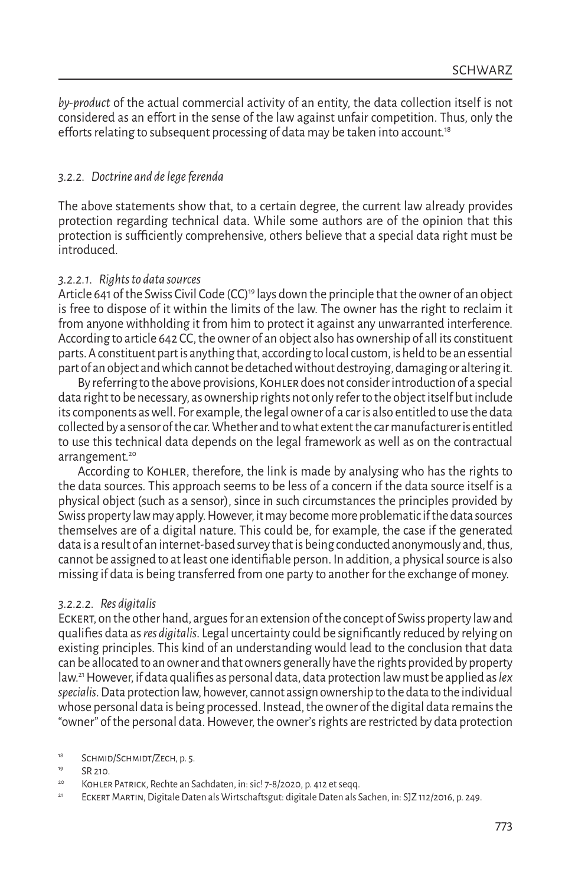*by-product* of the actual commercial activity of an entity, the data collection itself is not considered as an effort in the sense of the law against unfair competition. Thus, only the efforts relating to subsequent processing of data may be taken into account.[18]

### *3.2.2. Doctrine and de lege ferenda*

The above statements show that, to a certain degree, the current law already provides protection regarding technical data. While some authors are of the opinion that this protection is sufficiently comprehensive, others believe that a special data right must be introduced.

#### *3.2.2.1. Rights to data sources*

Article 641 of the Swiss Civil Code (CC)[19] lays down the principle that the owner of an object is free to dispose of it within the limits of the law. The owner has the right to reclaim it from anyone withholding it from him to protect it against any unwarranted interference. According to article 642 CC, the owner of an object also has ownership of all its constituent parts. A constituent part is anything that, according to local custom, is held to be an essential part of an object and which cannot be detached without destroying, damaging or altering it.

By referring to the above provisions, Kohler does not consider introduction of a special data right to be necessary, as ownership rights not only refer to the object itself but include its components as well. For example, the legal owner of a car is also entitled to use the data collected by a sensor of the car. Whether and to what extent the car manufacturer is entitled to use this technical data depends on the legal framework as well as on the contractual arrangement.[20]

According to Kohler, therefore, the link is made by analysing who has the rights to the data sources. This approach seems to be less of a concern if the data source itself is a physical object (such as a sensor), since in such circumstances the principles provided by Swiss property law may apply. However, it may become more problematic if the data sources themselves are of a digital nature. This could be, for example, the case if the generated data is a result of an internet-based survey that is being conducted anonymously and, thus, cannot be assigned to at least one identifiable person. In addition, a physical source is also missing if data is being transferred from one party to another for the exchange of money.

#### *3.2.2.2. Res digitalis*

Eckert, on the other hand, argues for an extension of the concept of Swiss property law and qualifies data as *res digitalis*. Legal uncertainty could be significantly reduced by relying on existing principles. This kind of an understanding would lead to the conclusion that data can be allocated to an owner and that owners generally have the rights provided by property law.[21] However, if data qualifies as personal data, data protection law must be applied as *lex specialis*. Data protection law, however, cannot assign ownership to the data to the individual whose personal data is being processed. Instead, the owner of the digital data remains the "owner" of the personal data. However, the owner's rights are restricted by data protection

[18] Schmid/Schmidt/Zech, p. 5.

[19] SR 210.

[20] Kohler Patrick, Rechte an Sachdaten, in: sic! 7-8/2020, p. 412 et seqq.

[21] Eckert Martin, Digitale Daten als Wirtschaftsgut: digitale Daten als Sachen, in: SJZ 112/2016, p. 249.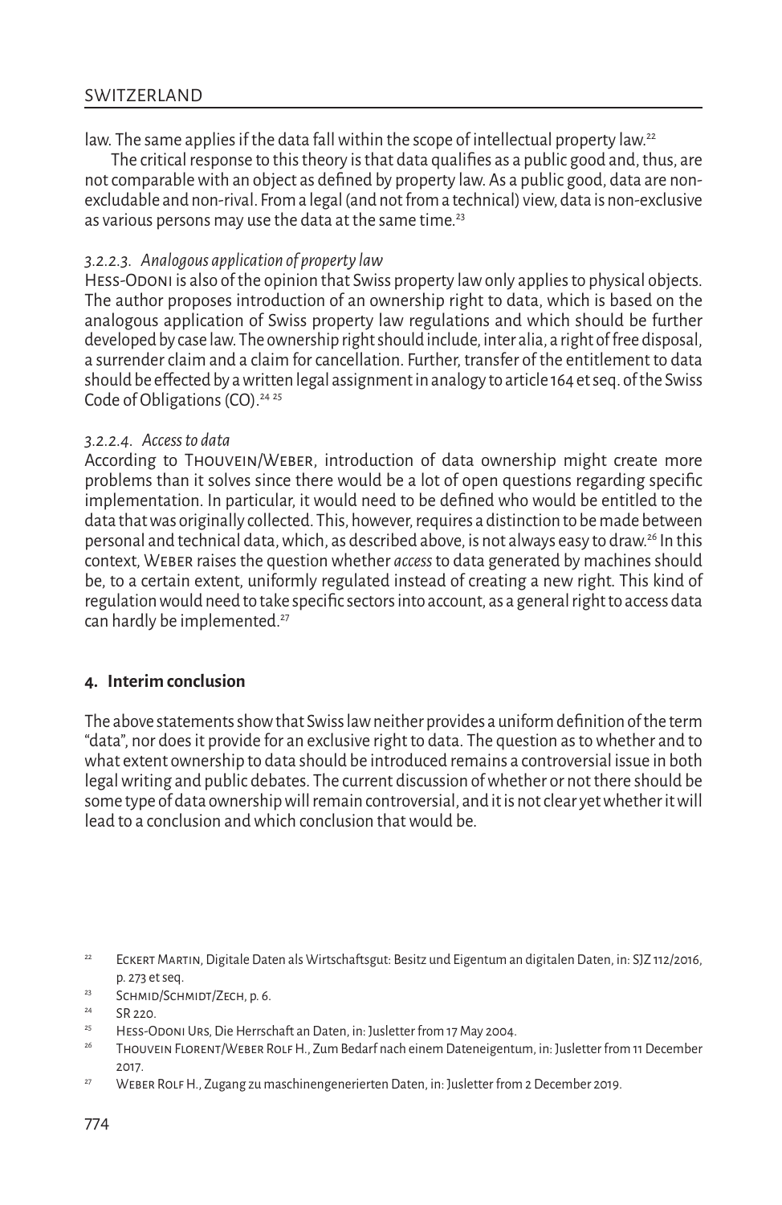law. The same applies if the data fall within the scope of intellectual property law.[22]

The critical response to this theory is that data qualifies as a public good and, thus, are not comparable with an object as defined by property law. As a public good, data are non-excludable and non-rival. From a legal (and not from a technical) view, data is non-exclusive as various persons may use the data at the same time.[23]

#### *3.2.2.3. Analogous application of property law*

Hess-Odoni is also of the opinion that Swiss property law only applies to physical objects. The author proposes introduction of an ownership right to data, which is based on the analogous application of Swiss property law regulations and which should be further developed by case law. The ownership right should include, inter alia, a right of free disposal, a surrender claim and a claim for cancellation. Further, transfer of the entitlement to data should be effected by a written legal assignment in analogy to article 164 et seq. of the Swiss Code of Obligations (CO).[24] [25]

#### *3.2.2.4. Access to data*

According to Thouvein/Weber, introduction of data ownership might create more problems than it solves since there would be a lot of open questions regarding specific implementation. In particular, it would need to be defined who would be entitled to the data that was originally collected. This, however, requires a distinction to be made between personal and technical data, which, as described above, is not always easy to draw.[26] In this context, Weber raises the question whether *access* to data generated by machines should be, to a certain extent, uniformly regulated instead of creating a new right. This kind of regulation would need to take specific sectors into account, as a general right to access data can hardly be implemented.[27]

## 4. Interim conclusion

The above statements show that Swiss law neither provides a uniform definition of the term "data", nor does it provide for an exclusive right to data. The question as to whether and to what extent ownership to data should be introduced remains a controversial issue in both legal writing and public debates. The current discussion of whether or not there should be some type of data ownership will remain controversial, and it is not clear yet whether it will lead to a conclusion and which conclusion that would be.

---

[22] Eckert Martin, Digitale Daten als Wirtschaftsgut: Besitz und Eigentum an digitalen Daten, in: SJZ 112/2016, p. 273 et seq.

[23] Schmid/Schmidt/Zech, p. 6.

[24] SR 220.

[25] Hess-Odoni Urs, Die Herrschaft an Daten, in: Jusletter from 17 May 2004.

[26] Thouvein Florent/Weber Rolf H., Zum Bedarf nach einem Dateneigentum, in: Jusletter from 11 December 2017.

[27] Weber Rolf H., Zugang zu maschinengenerierten Daten, in: Jusletter from 2 December 2019.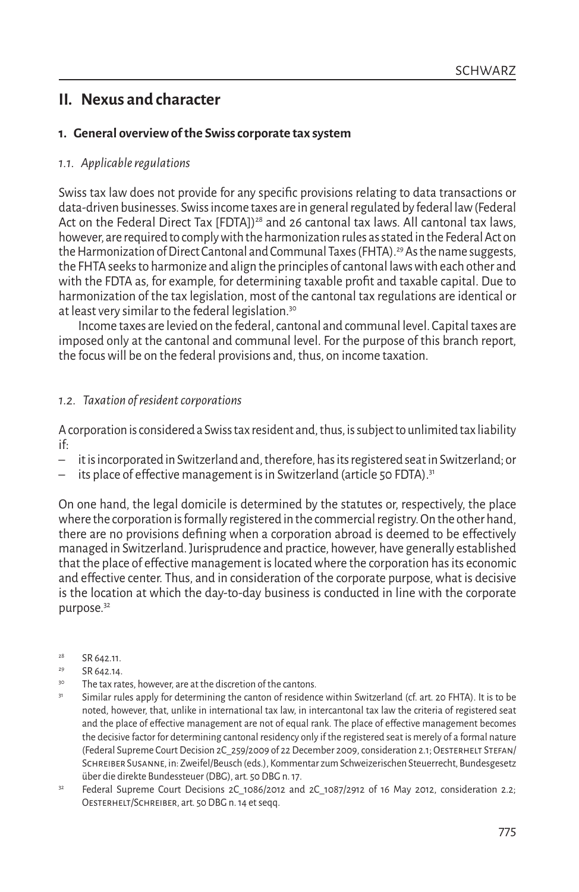## II. Nexus and character

### 1. General overview of the Swiss corporate tax system

#### *1.1. Applicable regulations*

Swiss tax law does not provide for any specific provisions relating to data transactions or data-driven businesses. Swiss income taxes are in general regulated by federal law (Federal Act on the Federal Direct Tax [FDTA])[28] and 26 cantonal tax laws. All cantonal tax laws, however, are required to comply with the harmonization rules as stated in the Federal Act on the Harmonization of Direct Cantonal and Communal Taxes (FHTA).[29] As the name suggests, the FHTA seeks to harmonize and align the principles of cantonal laws with each other and with the FDTA as, for example, for determining taxable profit and taxable capital. Due to harmonization of the tax legislation, most of the cantonal tax regulations are identical or at least very similar to the federal legislation.[30]

Income taxes are levied on the federal, cantonal and communal level. Capital taxes are imposed only at the cantonal and communal level. For the purpose of this branch report, the focus will be on the federal provisions and, thus, on income taxation.

#### *1.2. Taxation of resident corporations*

A corporation is considered a Swiss tax resident and, thus, is subject to unlimited tax liability if:

- it is incorporated in Switzerland and, therefore, has its registered seat in Switzerland; or
- its place of effective management is in Switzerland (article 50 FDTA).[31]

On one hand, the legal domicile is determined by the statutes or, respectively, the place where the corporation is formally registered in the commercial registry. On the other hand, there are no provisions defining when a corporation abroad is deemed to be effectively managed in Switzerland. Jurisprudence and practice, however, have generally established that the place of effective management is located where the corporation has its economic and effective center. Thus, and in consideration of the corporate purpose, what is decisive is the location at which the day-to-day business is conducted in line with the corporate purpose.[32]

[28] SR 642.11.

[29] SR 642.14.

[30] The tax rates, however, are at the discretion of the cantons.

[31] Similar rules apply for determining the canton of residence within Switzerland (cf. art. 20 FHTA). It is to be noted, however, that, unlike in international tax law, in intercantonal tax law the criteria of registered seat and the place of effective management are not of equal rank. The place of effective management becomes the decisive factor for determining cantonal residency only if the registered seat is merely of a formal nature (Federal Supreme Court Decision 2C_259/2009 of 22 December 2009, consideration 2.1; Oesterhelt Stefan/Schreiber Susanne, in: Zweifel/Beusch (eds.), Kommentar zum Schweizerischen Steuerrecht, Bundesgesetz über die direkte Bundessteuer (DBG), art. 50 DBG n. 17.

[32] Federal Supreme Court Decisions 2C_1086/2012 and 2C_1087/2912 of 16 May 2012, consideration 2.2; Oesterhelt/Schreiber, art. 50 DBG n. 14 et seqq.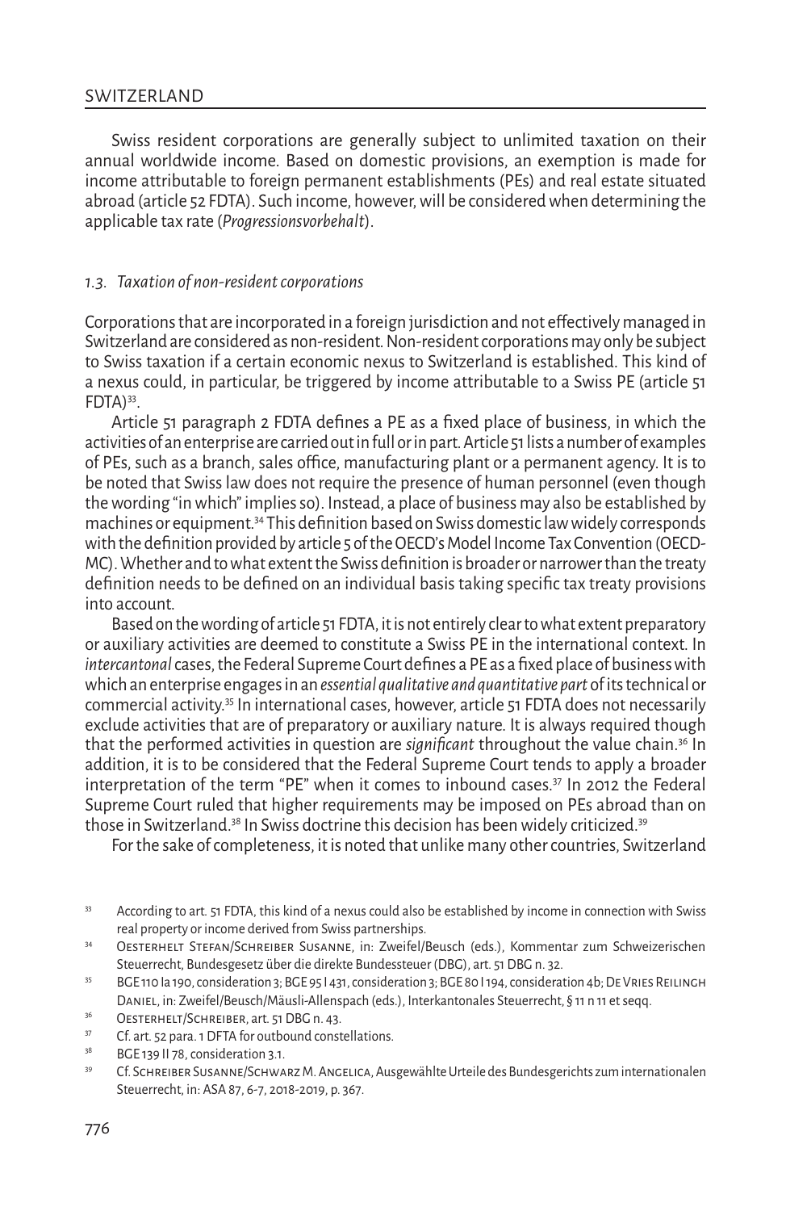Swiss resident corporations are generally subject to unlimited taxation on their annual worldwide income. Based on domestic provisions, an exemption is made for income attributable to foreign permanent establishments (PEs) and real estate situated abroad (article 52 FDTA). Such income, however, will be considered when determining the applicable tax rate (*Progressionsvorbehalt*).

### *1.3. Taxation of non-resident corporations*

Corporations that are incorporated in a foreign jurisdiction and not effectively managed in Switzerland are considered as non-resident. Non-resident corporations may only be subject to Swiss taxation if a certain economic nexus to Switzerland is established. This kind of a nexus could, in particular, be triggered by income attributable to a Swiss PE (article 51 FDTA)[33].

Article 51 paragraph 2 FDTA defines a PE as a fixed place of business, in which the activities of an enterprise are carried out in full or in part. Article 51 lists a number of examples of PEs, such as a branch, sales office, manufacturing plant or a permanent agency. It is to be noted that Swiss law does not require the presence of human personnel (even though the wording "in which" implies so). Instead, a place of business may also be established by machines or equipment.[34] This definition based on Swiss domestic law widely corresponds with the definition provided by article 5 of the OECD's Model Income Tax Convention (OECD-MC). Whether and to what extent the Swiss definition is broader or narrower than the treaty definition needs to be defined on an individual basis taking specific tax treaty provisions into account.

Based on the wording of article 51 FDTA, it is not entirely clear to what extent preparatory or auxiliary activities are deemed to constitute a Swiss PE in the international context. In *intercantonal* cases, the Federal Supreme Court defines a PE as a fixed place of business with which an enterprise engages in an *essential qualitative and quantitative part* of its technical or commercial activity.[35] In international cases, however, article 51 FDTA does not necessarily exclude activities that are of preparatory or auxiliary nature. It is always required though that the performed activities in question are *significant* throughout the value chain.[36] In addition, it is to be considered that the Federal Supreme Court tends to apply a broader interpretation of the term "PE" when it comes to inbound cases.[37] In 2012 the Federal Supreme Court ruled that higher requirements may be imposed on PEs abroad than on those in Switzerland.[38] In Swiss doctrine this decision has been widely criticized.[39]

For the sake of completeness, it is noted that unlike many other countries, Switzerland

---

[33] According to art. 51 FDTA, this kind of a nexus could also be established by income in connection with Swiss real property or income derived from Swiss partnerships.

[34] Oesterhelt Stefan/Schreiber Susanne, in: Zweifel/Beusch (eds.), Kommentar zum Schweizerischen Steuerrecht, Bundesgesetz über die direkte Bundessteuer (DBG), art. 51 DBG n. 32.

[35] BGE 110 Ia 190, consideration 3; BGE 95 I 431, consideration 3; BGE 80 I 194, consideration 4b; De Vries Reilingh Daniel, in: Zweifel/Beusch/Mäusli-Allenspach (eds.), Interkantonales Steuerrecht, § 11 n 11 et seqq.

[36] Oesterhelt/Schreiber, art. 51 DBG n. 43.

[37] Cf. art. 52 para. 1 DFTA for outbound constellations.

[38] BGE 139 II 78, consideration 3.1.

[39] Cf. Schreiber Susanne/Schwarz M. Angelica, Ausgewählte Urteile des Bundesgerichts zum internationalen Steuerrecht, in: ASA 87, 6-7, 2018-2019, p. 367.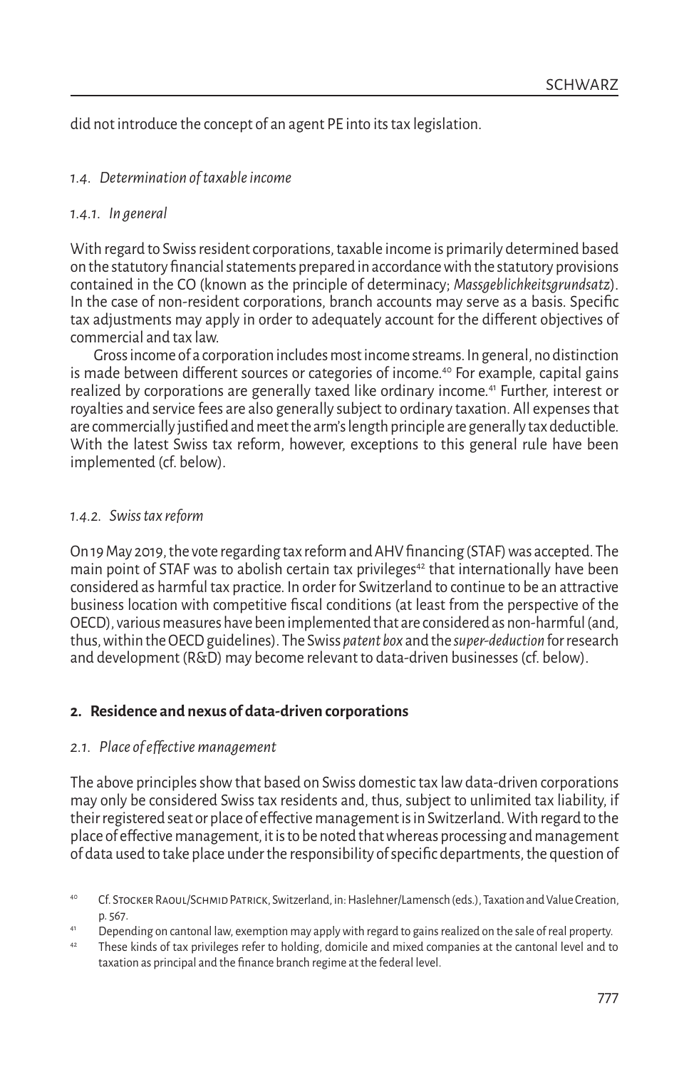did not introduce the concept of an agent PE into its tax legislation.

### *1.4. Determination of taxable income*

#### *1.4.1. In general*

With regard to Swiss resident corporations, taxable income is primarily determined based on the statutory financial statements prepared in accordance with the statutory provisions contained in the CO (known as the principle of determinacy; *Massgeblichkeitsgrundsatz*). In the case of non-resident corporations, branch accounts may serve as a basis. Specific tax adjustments may apply in order to adequately account for the different objectives of commercial and tax law.

Gross income of a corporation includes most income streams. In general, no distinction is made between different sources or categories of income.[40] For example, capital gains realized by corporations are generally taxed like ordinary income.[41] Further, interest or royalties and service fees are also generally subject to ordinary taxation. All expenses that are commercially justified and meet the arm's length principle are generally tax deductible. With the latest Swiss tax reform, however, exceptions to this general rule have been implemented (cf. below).

#### *1.4.2. Swiss tax reform*

On 19 May 2019, the vote regarding tax reform and AHV financing (STAF) was accepted. The main point of STAF was to abolish certain tax privileges[42] that internationally have been considered as harmful tax practice. In order for Switzerland to continue to be an attractive business location with competitive fiscal conditions (at least from the perspective of the OECD), various measures have been implemented that are considered as non-harmful (and, thus, within the OECD guidelines). The Swiss *patent box* and the *super-deduction* for research and development (R&D) may become relevant to data-driven businesses (cf. below).

## **2. Residence and nexus of data-driven corporations**

### *2.1. Place of effective management*

The above principles show that based on Swiss domestic tax law data-driven corporations may only be considered Swiss tax residents and, thus, subject to unlimited tax liability, if their registered seat or place of effective management is in Switzerland. With regard to the place of effective management, it is to be noted that whereas processing and management of data used to take place under the responsibility of specific departments, the question of

---

[40] Cf. Stocker Raoul/Schmid Patrick, Switzerland, in: Haslehner/Lamensch (eds.), Taxation and Value Creation, p. 567.

[41] Depending on cantonal law, exemption may apply with regard to gains realized on the sale of real property.

[42] These kinds of tax privileges refer to holding, domicile and mixed companies at the cantonal level and to taxation as principal and the finance branch regime at the federal level.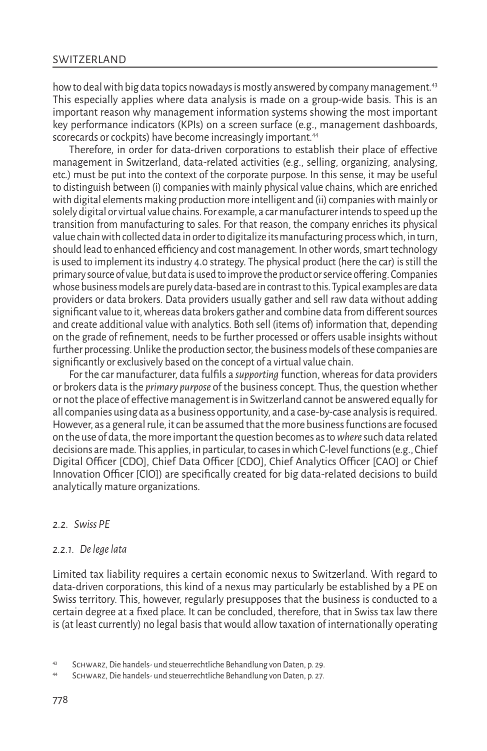how to deal with big data topics nowadays is mostly answered by company management.[43] This especially applies where data analysis is made on a group-wide basis. This is an important reason why management information systems showing the most important key performance indicators (KPIs) on a screen surface (e.g., management dashboards, scorecards or cockpits) have become increasingly important.[44]

Therefore, in order for data-driven corporations to establish their place of effective management in Switzerland, data-related activities (e.g., selling, organizing, analysing, etc.) must be put into the context of the corporate purpose. In this sense, it may be useful to distinguish between (i) companies with mainly physical value chains, which are enriched with digital elements making production more intelligent and (ii) companies with mainly or solely digital or virtual value chains. For example, a car manufacturer intends to speed up the transition from manufacturing to sales. For that reason, the company enriches its physical value chain with collected data in order to digitalize its manufacturing process which, in turn, should lead to enhanced efficiency and cost management. In other words, smart technology is used to implement its industry 4.0 strategy. The physical product (here the car) is still the primary source of value, but data is used to improve the product or service offering. Companies whose business models are purely data-based are in contrast to this. Typical examples are data providers or data brokers. Data providers usually gather and sell raw data without adding significant value to it, whereas data brokers gather and combine data from different sources and create additional value with analytics. Both sell (items of) information that, depending on the grade of refinement, needs to be further processed or offers usable insights without further processing. Unlike the production sector, the business models of these companies are significantly or exclusively based on the concept of a virtual value chain.

For the car manufacturer, data fulfils a *supporting* function, whereas for data providers or brokers data is the *primary purpose* of the business concept. Thus, the question whether or not the place of effective management is in Switzerland cannot be answered equally for all companies using data as a business opportunity, and a case-by-case analysis is required. However, as a general rule, it can be assumed that the more business functions are focused on the use of data, the more important the question becomes as to *where* such data related decisions are made. This applies, in particular, to cases in which C-level functions (e.g., Chief Digital Officer [CDO], Chief Data Officer [CDO], Chief Analytics Officer [CAO] or Chief Innovation Officer [CIO]) are specifically created for big data-related decisions to build analytically mature organizations.

### *2.2. Swiss PE*

#### *2.2.1. De lege lata*

Limited tax liability requires a certain economic nexus to Switzerland. With regard to data-driven corporations, this kind of a nexus may particularly be established by a PE on Swiss territory. This, however, regularly presupposes that the business is conducted to a certain degree at a fixed place. It can be concluded, therefore, that in Swiss tax law there is (at least currently) no legal basis that would allow taxation of internationally operating

[43] Schwarz, Die handels- und steuerrechtliche Behandlung von Daten, p. 29.

[44] Schwarz, Die handels- und steuerrechtliche Behandlung von Daten, p. 27.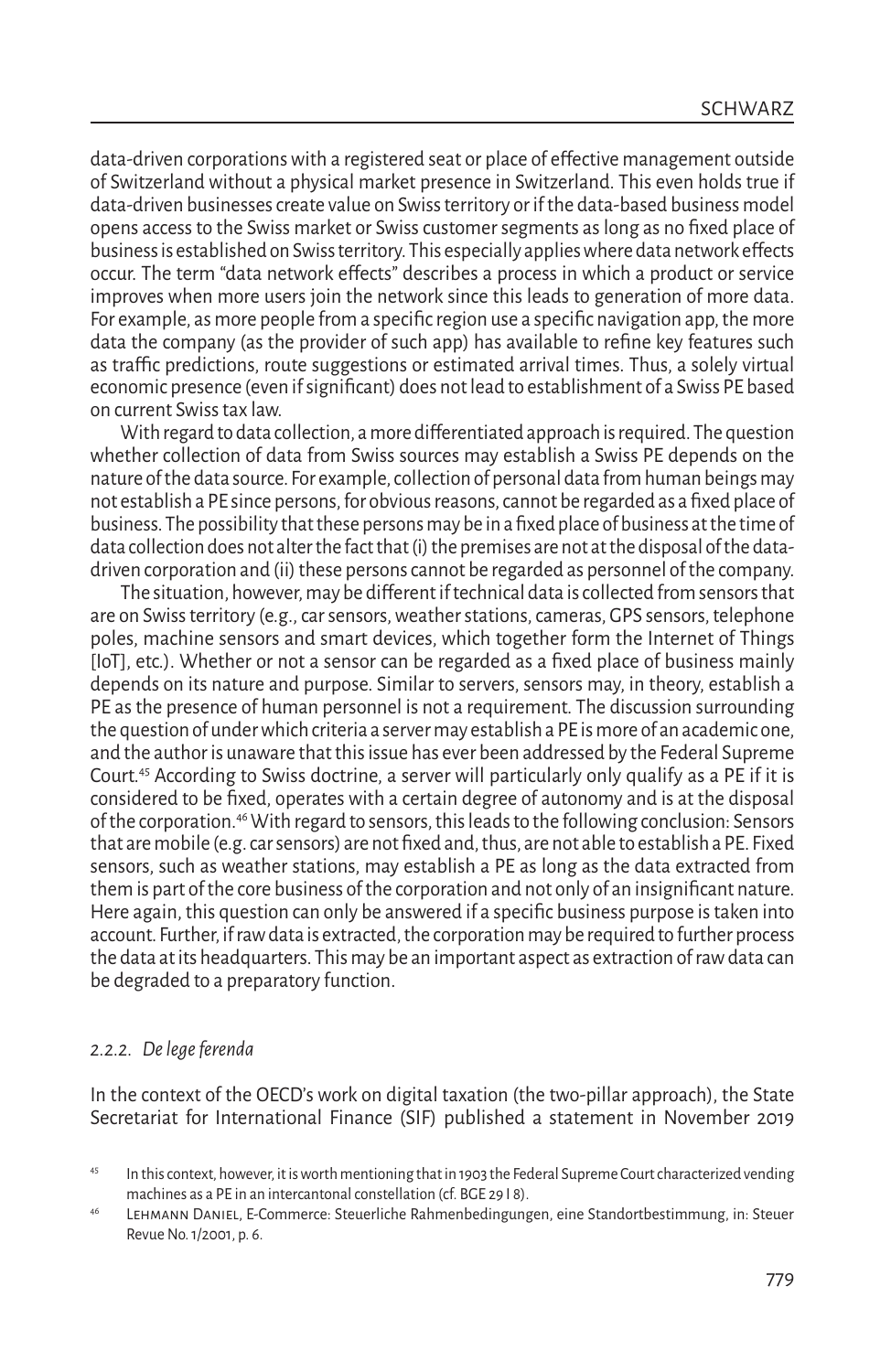data-driven corporations with a registered seat or place of effective management outside of Switzerland without a physical market presence in Switzerland. This even holds true if data-driven businesses create value on Swiss territory or if the data-based business model opens access to the Swiss market or Swiss customer segments as long as no fixed place of business is established on Swiss territory. This especially applies where data network effects occur. The term "data network effects" describes a process in which a product or service improves when more users join the network since this leads to generation of more data. For example, as more people from a specific region use a specific navigation app, the more data the company (as the provider of such app) has available to refine key features such as traffic predictions, route suggestions or estimated arrival times. Thus, a solely virtual economic presence (even if significant) does not lead to establishment of a Swiss PE based on current Swiss tax law.

With regard to data collection, a more differentiated approach is required. The question whether collection of data from Swiss sources may establish a Swiss PE depends on the nature of the data source. For example, collection of personal data from human beings may not establish a PE since persons, for obvious reasons, cannot be regarded as a fixed place of business. The possibility that these persons may be in a fixed place of business at the time of data collection does not alter the fact that (i) the premises are not at the disposal of the data-driven corporation and (ii) these persons cannot be regarded as personnel of the company.

The situation, however, may be different if technical data is collected from sensors that are on Swiss territory (e.g., car sensors, weather stations, cameras, GPS sensors, telephone poles, machine sensors and smart devices, which together form the Internet of Things [IoT], etc.). Whether or not a sensor can be regarded as a fixed place of business mainly depends on its nature and purpose. Similar to servers, sensors may, in theory, establish a PE as the presence of human personnel is not a requirement. The discussion surrounding the question of under which criteria a server may establish a PE is more of an academic one, and the author is unaware that this issue has ever been addressed by the Federal Supreme Court.[45] According to Swiss doctrine, a server will particularly only qualify as a PE if it is considered to be fixed, operates with a certain degree of autonomy and is at the disposal of the corporation.[46] With regard to sensors, this leads to the following conclusion: Sensors that are mobile (e.g. car sensors) are not fixed and, thus, are not able to establish a PE. Fixed sensors, such as weather stations, may establish a PE as long as the data extracted from them is part of the core business of the corporation and not only of an insignificant nature. Here again, this question can only be answered if a specific business purpose is taken into account. Further, if raw data is extracted, the corporation may be required to further process the data at its headquarters. This may be an important aspect as extraction of raw data can be degraded to a preparatory function.

#### 2.2.2. *De lege ferenda*

In the context of the OECD's work on digital taxation (the two-pillar approach), the State Secretariat for International Finance (SIF) published a statement in November 2019

[45] In this context, however, it is worth mentioning that in 1903 the Federal Supreme Court characterized vending machines as a PE in an intercantonal constellation (cf. BGE 29 I 8).

[46] Lehmann Daniel, E-Commerce: Steuerliche Rahmenbedingungen, eine Standortbestimmung, in: Steuer Revue No. 1/2001, p. 6.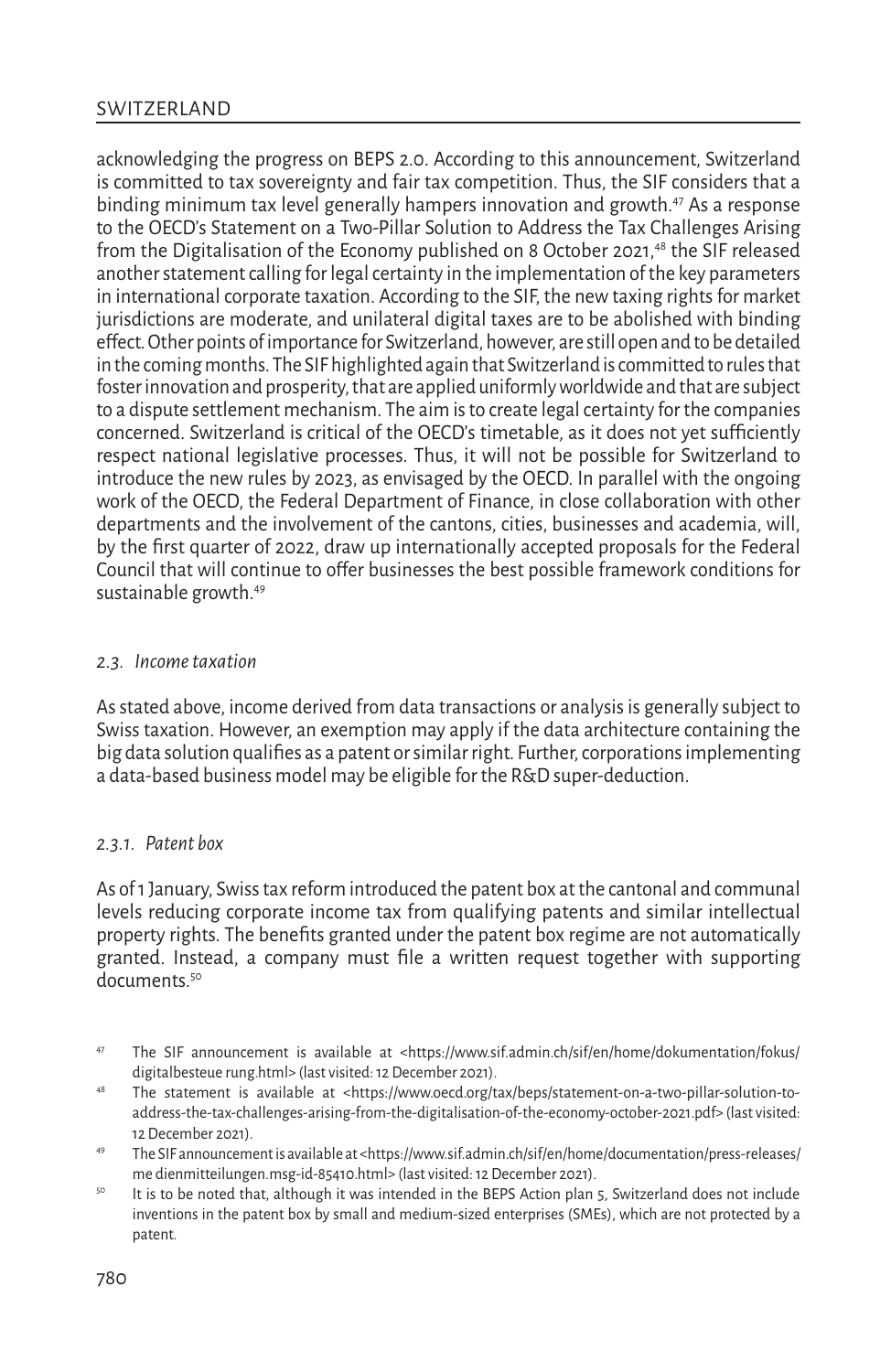acknowledging the progress on BEPS 2.0. According to this announcement, Switzerland is committed to tax sovereignty and fair tax competition. Thus, the SIF considers that a binding minimum tax level generally hampers innovation and growth.[47] As a response to the OECD's Statement on a Two-Pillar Solution to Address the Tax Challenges Arising from the Digitalisation of the Economy published on 8 October 2021,[48] the SIF released another statement calling for legal certainty in the implementation of the key parameters in international corporate taxation. According to the SIF, the new taxing rights for market jurisdictions are moderate, and unilateral digital taxes are to be abolished with binding effect. Other points of importance for Switzerland, however, are still open and to be detailed in the coming months. The SIF highlighted again that Switzerland is committed to rules that foster innovation and prosperity, that are applied uniformly worldwide and that are subject to a dispute settlement mechanism. The aim is to create legal certainty for the companies concerned. Switzerland is critical of the OECD's timetable, as it does not yet sufficiently respect national legislative processes. Thus, it will not be possible for Switzerland to introduce the new rules by 2023, as envisaged by the OECD. In parallel with the ongoing work of the OECD, the Federal Department of Finance, in close collaboration with other departments and the involvement of the cantons, cities, businesses and academia, will, by the first quarter of 2022, draw up internationally accepted proposals for the Federal Council that will continue to offer businesses the best possible framework conditions for sustainable growth.[49]

### *2.3. Income taxation*

As stated above, income derived from data transactions or analysis is generally subject to Swiss taxation. However, an exemption may apply if the data architecture containing the big data solution qualifies as a patent or similar right. Further, corporations implementing a data-based business model may be eligible for the R&D super-deduction.

#### *2.3.1. Patent box*

As of 1 January, Swiss tax reform introduced the patent box at the cantonal and communal levels reducing corporate income tax from qualifying patents and similar intellectual property rights. The benefits granted under the patent box regime are not automatically granted. Instead, a company must file a written request together with supporting documents.[50]

---

[47] The SIF announcement is available at <https://www.sif.admin.ch/sif/en/home/dokumentation/fokus/digitalbesteue rung.html> (last visited: 12 December 2021).

[48] The statement is available at <https://www.oecd.org/tax/beps/statement-on-a-two-pillar-solution-to-address-the-tax-challenges-arising-from-the-digitalisation-of-the-economy-october-2021.pdf> (last visited: 12 December 2021).

[49] The SIF announcement is available at <https://www.sif.admin.ch/sif/en/home/documentation/press-releases/me dienmitteilungen.msg-id-85410.html> (last visited: 12 December 2021).

[50] It is to be noted that, although it was intended in the BEPS Action plan 5, Switzerland does not include inventions in the patent box by small and medium-sized enterprises (SMEs), which are not protected by a patent.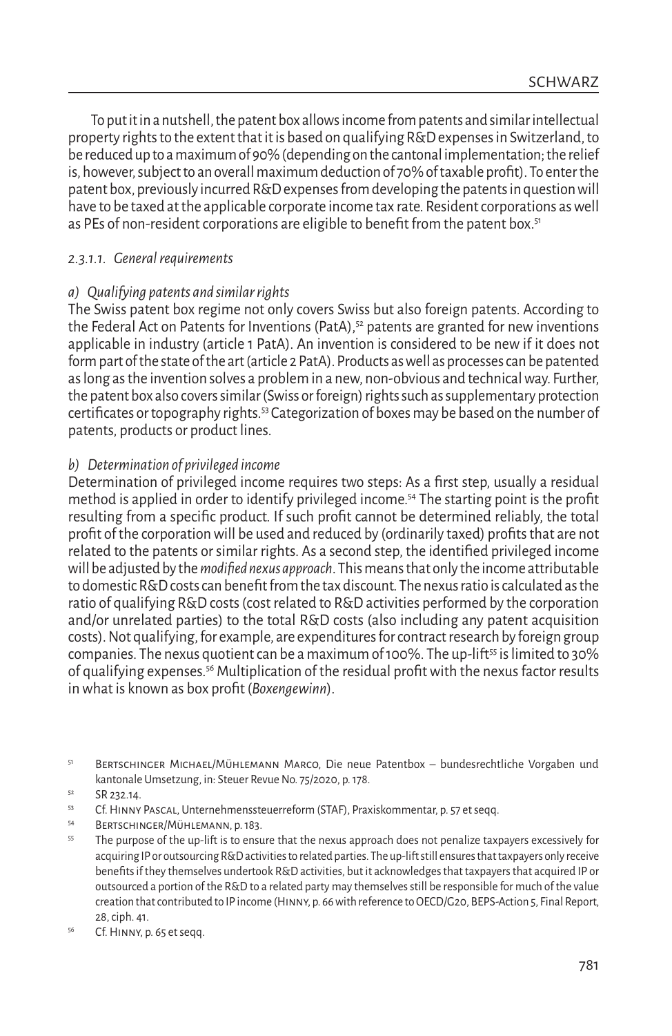To put it in a nutshell, the patent box allows income from patents and similar intellectual property rights to the extent that it is based on qualifying R&D expenses in Switzerland, to be reduced up to a maximum of 90% (depending on the cantonal implementation; the relief is, however, subject to an overall maximum deduction of 70% of taxable profit). To enter the patent box, previously incurred R&D expenses from developing the patents in question will have to be taxed at the applicable corporate income tax rate. Resident corporations as well as PEs of non-resident corporations are eligible to benefit from the patent box.[51]

#### *2.3.1.1. General requirements*

##### *a) Qualifying patents and similar rights*

The Swiss patent box regime not only covers Swiss but also foreign patents. According to the Federal Act on Patents for Inventions (PatA),[52] patents are granted for new inventions applicable in industry (article 1 PatA). An invention is considered to be new if it does not form part of the state of the art (article 2 PatA). Products as well as processes can be patented as long as the invention solves a problem in a new, non-obvious and technical way. Further, the patent box also covers similar (Swiss or foreign) rights such as supplementary protection certificates or topography rights.[53] Categorization of boxes may be based on the number of patents, products or product lines.

##### *b) Determination of privileged income*

Determination of privileged income requires two steps: As a first step, usually a residual method is applied in order to identify privileged income.[54] The starting point is the profit resulting from a specific product. If such profit cannot be determined reliably, the total profit of the corporation will be used and reduced by (ordinarily taxed) profits that are not related to the patents or similar rights. As a second step, the identified privileged income will be adjusted by the *modified nexus approach*. This means that only the income attributable to domestic R&D costs can benefit from the tax discount. The nexus ratio is calculated as the ratio of qualifying R&D costs (cost related to R&D activities performed by the corporation and/or unrelated parties) to the total R&D costs (also including any patent acquisition costs). Not qualifying, for example, are expenditures for contract research by foreign group companies. The nexus quotient can be a maximum of 100%. The up-lift[55] is limited to 30% of qualifying expenses.[56] Multiplication of the residual profit with the nexus factor results in what is known as box profit (*Boxengewinn*).

---

[51] Bertschinger Michael/Mühlemann Marco, Die neue Patentbox – bundesrechtliche Vorgaben und kantonale Umsetzung, in: Steuer Revue No. 75/2020, p. 178.

[52] SR 232.14.

[53] Cf. Hinny Pascal, Unternehmenssteuerreform (STAF), Praxiskommentar, p. 57 et seqq.

[54] Bertschinger/Mühlemann, p. 183.

[55] The purpose of the up-lift is to ensure that the nexus approach does not penalize taxpayers excessively for acquiring IP or outsourcing R&D activities to related parties. The up-lift still ensures that taxpayers only receive benefits if they themselves undertook R&D activities, but it acknowledges that taxpayers that acquired IP or outsourced a portion of the R&D to a related party may themselves still be responsible for much of the value creation that contributed to IP income (Hinny, p. 66 with reference to OECD/G20, BEPS-Action 5, Final Report, 28, ciph. 41.

[56] Cf. Hinny, p. 65 et seqq.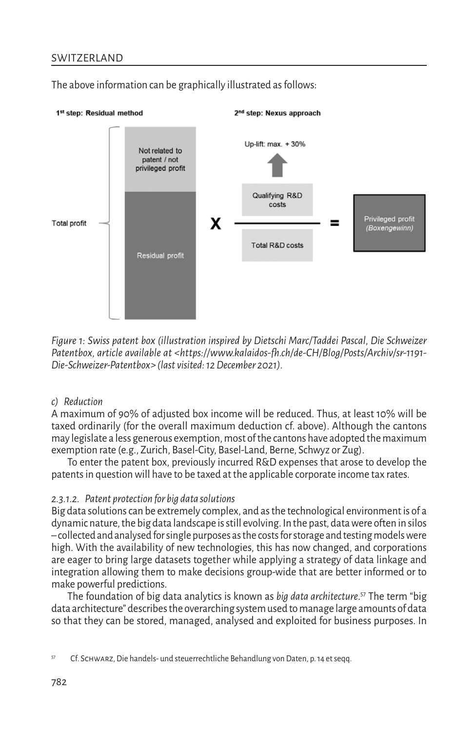The above information can be graphically illustrated as follows:

1st step: Residual method

2nd step: Nexus approach

Total profit — Not related to patent / not privileged profit; Residual profit

X

Up-lift: max. + 30%

Qualifying R&D costs / Total R&D costs

=

Privileged profit *(Boxengewinn)*

*Figure 1: Swiss patent box (illustration inspired by Dietschi Marc/Taddei Pascal, Die Schweizer Patentbox, article available at <https://www.kalaidos-fh.ch/de-CH/Blog/Posts/Archiv/sr-1191-Die-Schweizer-Patentbox> (last visited: 12 December 2021).*

#### *c) Reduction*

A maximum of 90% of adjusted box income will be reduced. Thus, at least 10% will be taxed ordinarily (for the overall maximum deduction cf. above). Although the cantons may legislate a less generous exemption, most of the cantons have adopted the maximum exemption rate (e.g., Zurich, Basel-City, Basel-Land, Berne, Schwyz or Zug).

To enter the patent box, previously incurred R&D expenses that arose to develop the patents in question will have to be taxed at the applicable corporate income tax rates.

#### *2.3.1.2. Patent protection for big data solutions*

Big data solutions can be extremely complex, and as the technological environment is of a dynamic nature, the big data landscape is still evolving. In the past, data were often in silos – collected and analysed for single purposes as the costs for storage and testing models were high. With the availability of new technologies, this has now changed, and corporations are eager to bring large datasets together while applying a strategy of data linkage and integration allowing them to make decisions group-wide that are better informed or to make powerful predictions.

The foundation of big data analytics is known as *big data architecture*.[57] The term "big data architecture" describes the overarching system used to manage large amounts of data so that they can be stored, managed, analysed and exploited for business purposes. In

[57] Cf. Schwarz, Die handels- und steuerrechtliche Behandlung von Daten, p. 14 et seqq.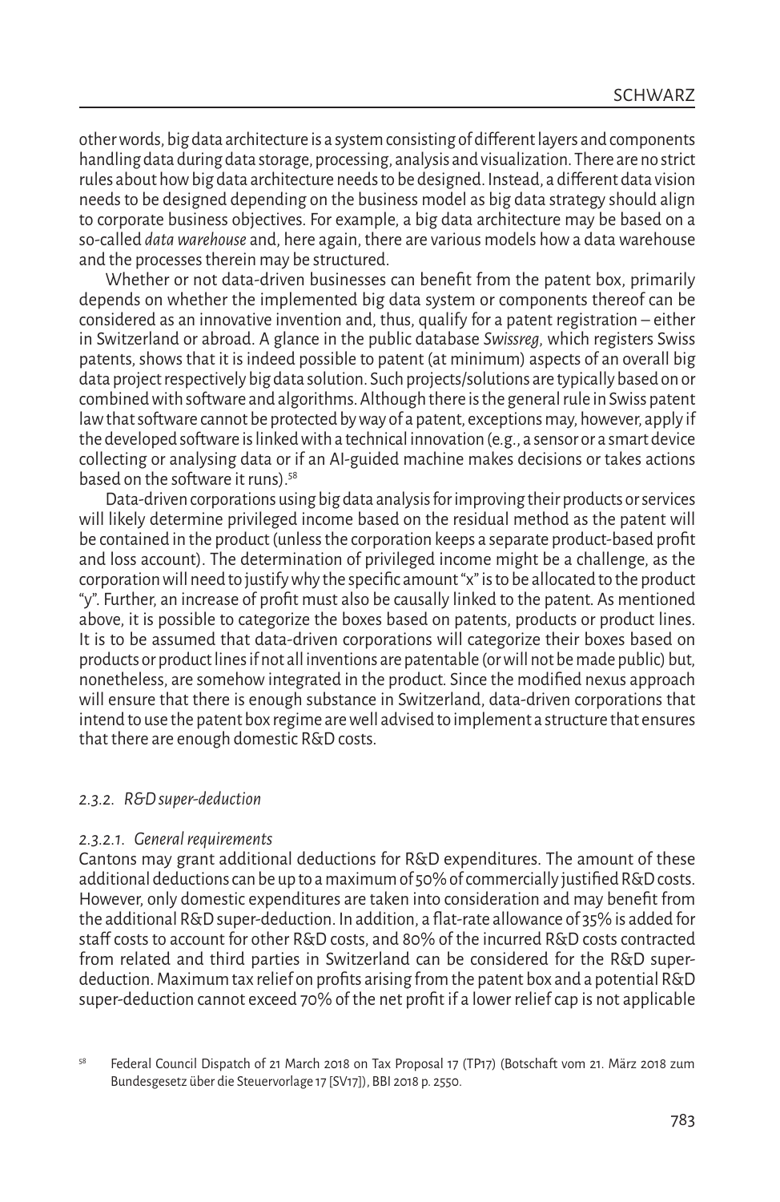other words, big data architecture is a system consisting of different layers and components handling data during data storage, processing, analysis and visualization. There are no strict rules about how big data architecture needs to be designed. Instead, a different data vision needs to be designed depending on the business model as big data strategy should align to corporate business objectives. For example, a big data architecture may be based on a so-called *data warehouse* and, here again, there are various models how a data warehouse and the processes therein may be structured.

Whether or not data-driven businesses can benefit from the patent box, primarily depends on whether the implemented big data system or components thereof can be considered as an innovative invention and, thus, qualify for a patent registration – either in Switzerland or abroad. A glance in the public database *Swissreg*, which registers Swiss patents, shows that it is indeed possible to patent (at minimum) aspects of an overall big data project respectively big data solution. Such projects/solutions are typically based on or combined with software and algorithms. Although there is the general rule in Swiss patent law that software cannot be protected by way of a patent, exceptions may, however, apply if the developed software is linked with a technical innovation (e.g., a sensor or a smart device collecting or analysing data or if an AI-guided machine makes decisions or takes actions based on the software it runs).[58]

Data-driven corporations using big data analysis for improving their products or services will likely determine privileged income based on the residual method as the patent will be contained in the product (unless the corporation keeps a separate product-based profit and loss account). The determination of privileged income might be a challenge, as the corporation will need to justify why the specific amount "x" is to be allocated to the product "y". Further, an increase of profit must also be causally linked to the patent. As mentioned above, it is possible to categorize the boxes based on patents, products or product lines. It is to be assumed that data-driven corporations will categorize their boxes based on products or product lines if not all inventions are patentable (or will not be made public) but, nonetheless, are somehow integrated in the product. Since the modified nexus approach will ensure that there is enough substance in Switzerland, data-driven corporations that intend to use the patent box regime are well advised to implement a structure that ensures that there are enough domestic R&D costs.

### 2.3.2. *R&D super-deduction*

#### 2.3.2.1. *General requirements*

Cantons may grant additional deductions for R&D expenditures. The amount of these additional deductions can be up to a maximum of 50% of commercially justified R&D costs. However, only domestic expenditures are taken into consideration and may benefit from the additional R&D super-deduction. In addition, a flat-rate allowance of 35% is added for staff costs to account for other R&D costs, and 80% of the incurred R&D costs contracted from related and third parties in Switzerland can be considered for the R&D super-deduction. Maximum tax relief on profits arising from the patent box and a potential R&D super-deduction cannot exceed 70% of the net profit if a lower relief cap is not applicable

[58] Federal Council Dispatch of 21 March 2018 on Tax Proposal 17 (TP17) (Botschaft vom 21. März 2018 zum Bundesgesetz über die Steuervorlage 17 [SV17]), BBl 2018 p. 2550.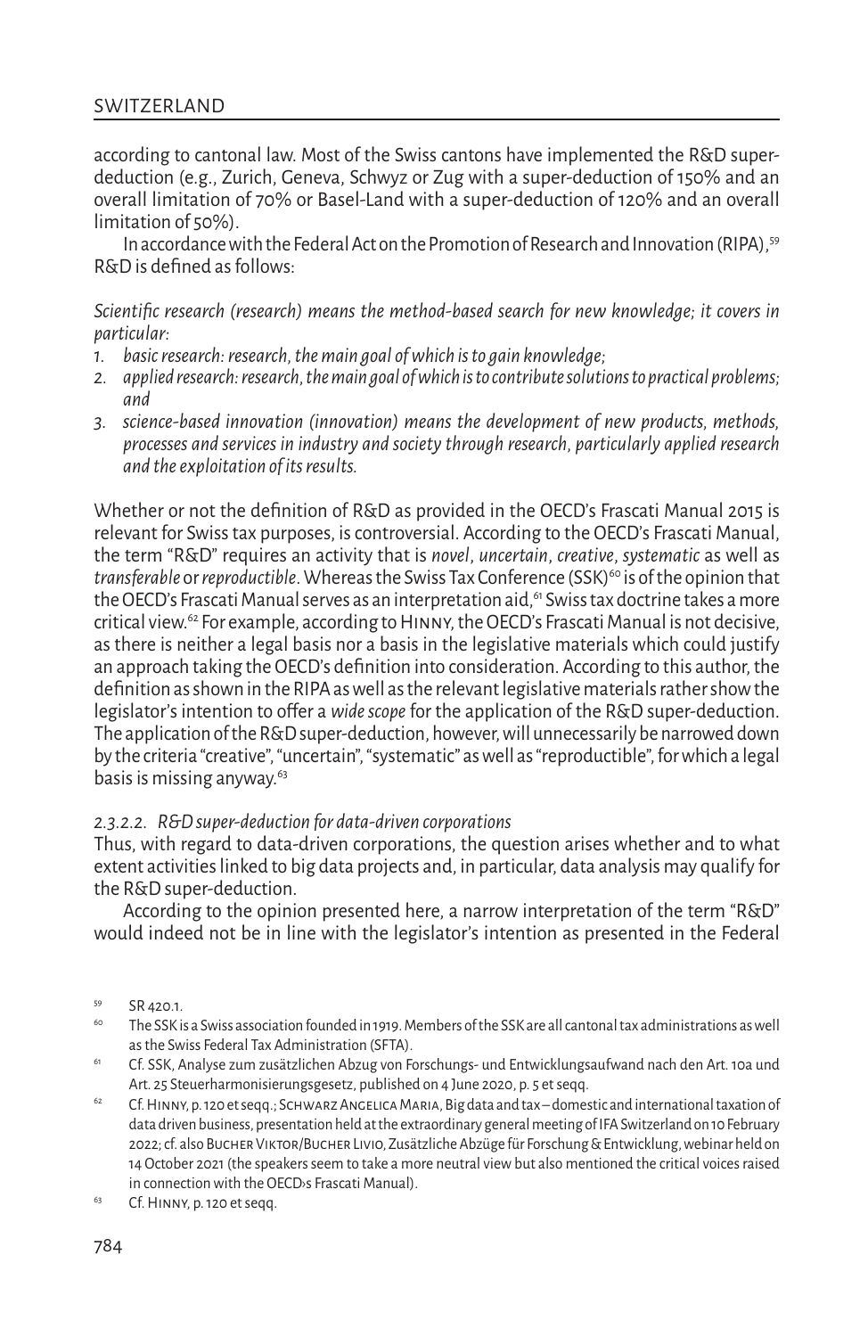according to cantonal law. Most of the Swiss cantons have implemented the R&D super-deduction (e.g., Zurich, Geneva, Schwyz or Zug with a super-deduction of 150% and an overall limitation of 70% or Basel-Land with a super-deduction of 120% and an overall limitation of 50%).

In accordance with the Federal Act on the Promotion of Research and Innovation (RIPA),[59] R&D is defined as follows:

*Scientific research (research) means the method-based search for new knowledge; it covers in particular:*

1. *basic research: research, the main goal of which is to gain knowledge;*
2. *applied research: research, the main goal of which is to contribute solutions to practical problems; and*
3. *science-based innovation (innovation) means the development of new products, methods, processes and services in industry and society through research, particularly applied research and the exploitation of its results.*

Whether or not the definition of R&D as provided in the OECD's Frascati Manual 2015 is relevant for Swiss tax purposes, is controversial. According to the OECD's Frascati Manual, the term "R&D" requires an activity that is *novel*, *uncertain*, *creative*, *systematic* as well as *transferable* or *reproductible*. Whereas the Swiss Tax Conference (SSK)[60] is of the opinion that the OECD's Frascati Manual serves as an interpretation aid,[61] Swiss tax doctrine takes a more critical view.[62] For example, according to Hinny, the OECD's Frascati Manual is not decisive, as there is neither a legal basis nor a basis in the legislative materials which could justify an approach taking the OECD's definition into consideration. According to this author, the definition as shown in the RIPA as well as the relevant legislative materials rather show the legislator's intention to offer a *wide scope* for the application of the R&D super-deduction. The application of the R&D super-deduction, however, will unnecessarily be narrowed down by the criteria "creative", "uncertain", "systematic" as well as "reproductible", for which a legal basis is missing anyway.[63]

#### *2.3.2.2. R&D super-deduction for data-driven corporations*

Thus, with regard to data-driven corporations, the question arises whether and to what extent activities linked to big data projects and, in particular, data analysis may qualify for the R&D super-deduction.

According to the opinion presented here, a narrow interpretation of the term "R&D" would indeed not be in line with the legislator's intention as presented in the Federal

---

[59] SR 420.1.

[60] The SSK is a Swiss association founded in 1919. Members of the SSK are all cantonal tax administrations as well as the Swiss Federal Tax Administration (SFTA).

[61] Cf. SSK, Analyse zum zusätzlichen Abzug von Forschungs- und Entwicklungsaufwand nach den Art. 10a und Art. 25 Steuerharmonisierungsgesetz, published on 4 June 2020, p. 5 et seqq.

[62] Cf. Hinny, p. 120 et seqq.; Schwarz Angelica Maria, Big data and tax – domestic and international taxation of data driven business, presentation held at the extraordinary general meeting of IFA Switzerland on 10 February 2022; cf. also Bucher Viktor/Bucher Livio, Zusätzliche Abzüge für Forschung & Entwicklung, webinar held on 14 October 2021 (the speakers seem to take a more neutral view but also mentioned the critical voices raised in connection with the OECD›s Frascati Manual).

[63] Cf. Hinny, p. 120 et seqq.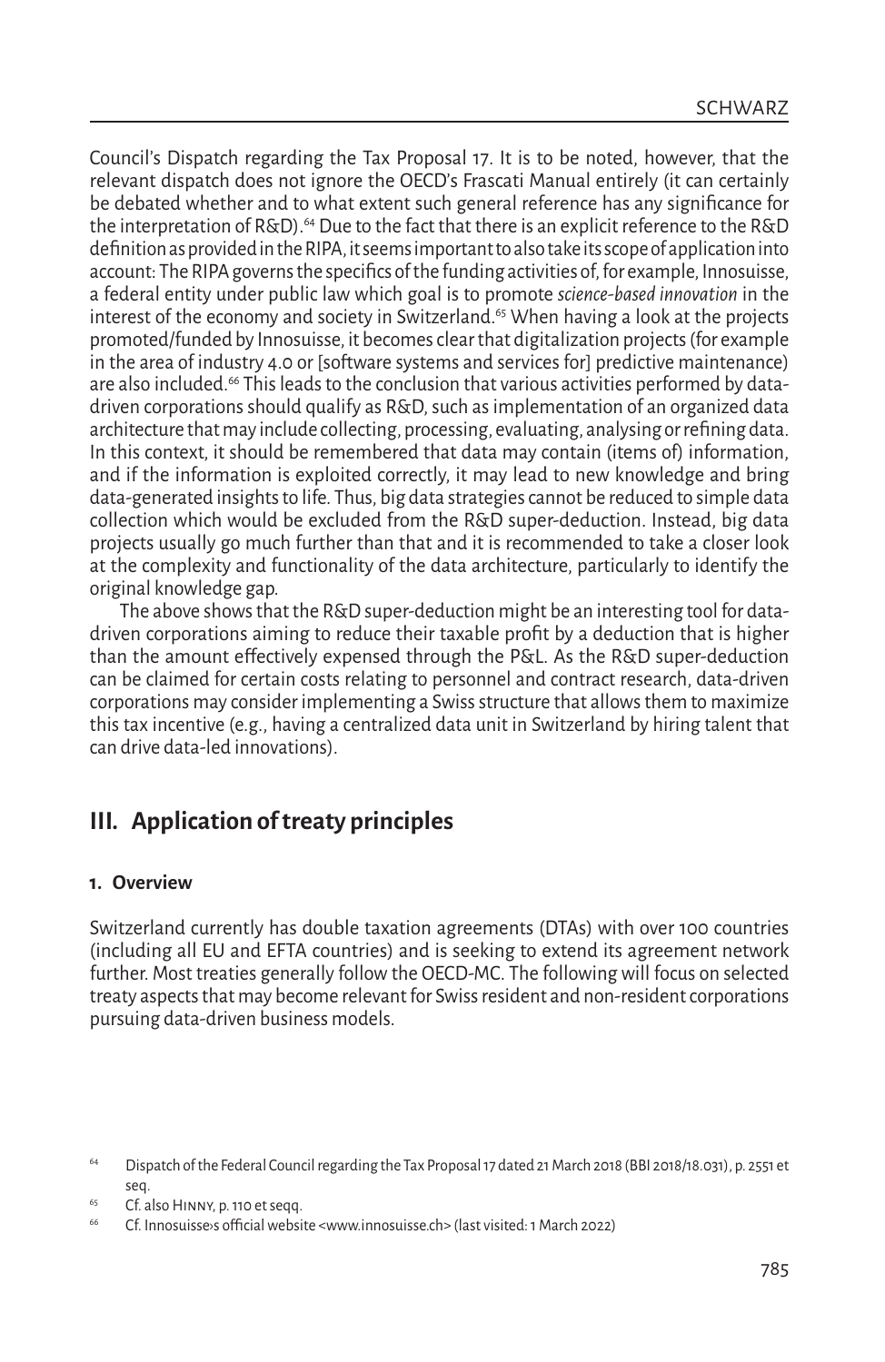Council's Dispatch regarding the Tax Proposal 17. It is to be noted, however, that the relevant dispatch does not ignore the OECD's Frascati Manual entirely (it can certainly be debated whether and to what extent such general reference has any significance for the interpretation of R&D).[64] Due to the fact that there is an explicit reference to the R&D definition as provided in the RIPA, it seems important to also take its scope of application into account: The RIPA governs the specifics of the funding activities of, for example, Innosuisse, a federal entity under public law which goal is to promote *science-based innovation* in the interest of the economy and society in Switzerland.[65] When having a look at the projects promoted/funded by Innosuisse, it becomes clear that digitalization projects (for example in the area of industry 4.0 or [software systems and services for] predictive maintenance) are also included.[66] This leads to the conclusion that various activities performed by data-driven corporations should qualify as R&D, such as implementation of an organized data architecture that may include collecting, processing, evaluating, analysing or refining data. In this context, it should be remembered that data may contain (items of) information, and if the information is exploited correctly, it may lead to new knowledge and bring data-generated insights to life. Thus, big data strategies cannot be reduced to simple data collection which would be excluded from the R&D super-deduction. Instead, big data projects usually go much further than that and it is recommended to take a closer look at the complexity and functionality of the data architecture, particularly to identify the original knowledge gap.

The above shows that the R&D super-deduction might be an interesting tool for data-driven corporations aiming to reduce their taxable profit by a deduction that is higher than the amount effectively expensed through the P&L. As the R&D super-deduction can be claimed for certain costs relating to personnel and contract research, data-driven corporations may consider implementing a Swiss structure that allows them to maximize this tax incentive (e.g., having a centralized data unit in Switzerland by hiring talent that can drive data-led innovations).

## III. Application of treaty principles

### 1. Overview

Switzerland currently has double taxation agreements (DTAs) with over 100 countries (including all EU and EFTA countries) and is seeking to extend its agreement network further. Most treaties generally follow the OECD-MC. The following will focus on selected treaty aspects that may become relevant for Swiss resident and non-resident corporations pursuing data-driven business models.

---

[64] Dispatch of the Federal Council regarding the Tax Proposal 17 dated 21 March 2018 (BBl 2018/18.031), p. 2551 et seq.

[65] Cf. also Hinny, p. 110 et seqq.

[66] Cf. Innosuisse›s official website <www.innosuisse.ch> (last visited: 1 March 2022)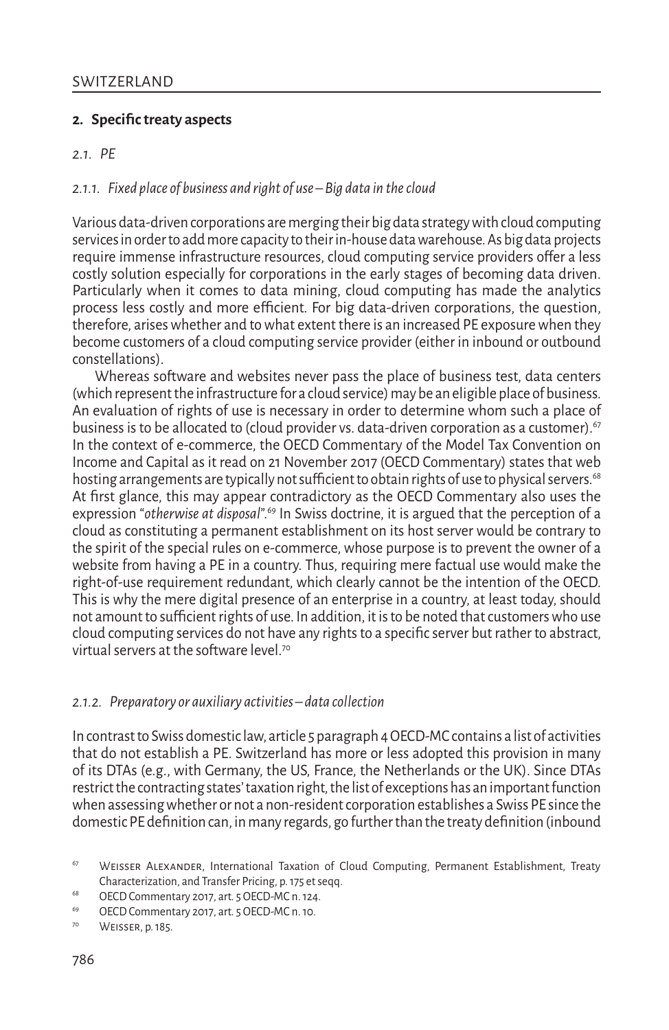## 2. Specific treaty aspects

### *2.1. PE*

#### *2.1.1. Fixed place of business and right of use – Big data in the cloud*

Various data-driven corporations are merging their big data strategy with cloud computing services in order to add more capacity to their in-house data warehouse. As big data projects require immense infrastructure resources, cloud computing service providers offer a less costly solution especially for corporations in the early stages of becoming data driven. Particularly when it comes to data mining, cloud computing has made the analytics process less costly and more efficient. For big data-driven corporations, the question, therefore, arises whether and to what extent there is an increased PE exposure when they become customers of a cloud computing service provider (either in inbound or outbound constellations).

Whereas software and websites never pass the place of business test, data centers (which represent the infrastructure for a cloud service) may be an eligible place of business. An evaluation of rights of use is necessary in order to determine whom such a place of business is to be allocated to (cloud provider vs. data-driven corporation as a customer).[67] In the context of e-commerce, the OECD Commentary of the Model Tax Convention on Income and Capital as it read on 21 November 2017 (OECD Commentary) states that web hosting arrangements are typically not sufficient to obtain rights of use to physical servers.[68] At first glance, this may appear contradictory as the OECD Commentary also uses the expression "*otherwise at disposal*".[69] In Swiss doctrine, it is argued that the perception of a cloud as constituting a permanent establishment on its host server would be contrary to the spirit of the special rules on e-commerce, whose purpose is to prevent the owner of a website from having a PE in a country. Thus, requiring mere factual use would make the right-of-use requirement redundant, which clearly cannot be the intention of the OECD. This is why the mere digital presence of an enterprise in a country, at least today, should not amount to sufficient rights of use. In addition, it is to be noted that customers who use cloud computing services do not have any rights to a specific server but rather to abstract, virtual servers at the software level.[70]

#### *2.1.2. Preparatory or auxiliary activities – data collection*

In contrast to Swiss domestic law, article 5 paragraph 4 OECD-MC contains a list of activities that do not establish a PE. Switzerland has more or less adopted this provision in many of its DTAs (e.g., with Germany, the US, France, the Netherlands or the UK). Since DTAs restrict the contracting states' taxation right, the list of exceptions has an important function when assessing whether or not a non-resident corporation establishes a Swiss PE since the domestic PE definition can, in many regards, go further than the treaty definition (inbound

---

[67] Weisser Alexander, International Taxation of Cloud Computing, Permanent Establishment, Treaty Characterization, and Transfer Pricing, p. 175 et seqq.

[68] OECD Commentary 2017, art. 5 OECD-MC n. 124.

[69] OECD Commentary 2017, art. 5 OECD-MC n. 10.

[70] Weisser, p. 185.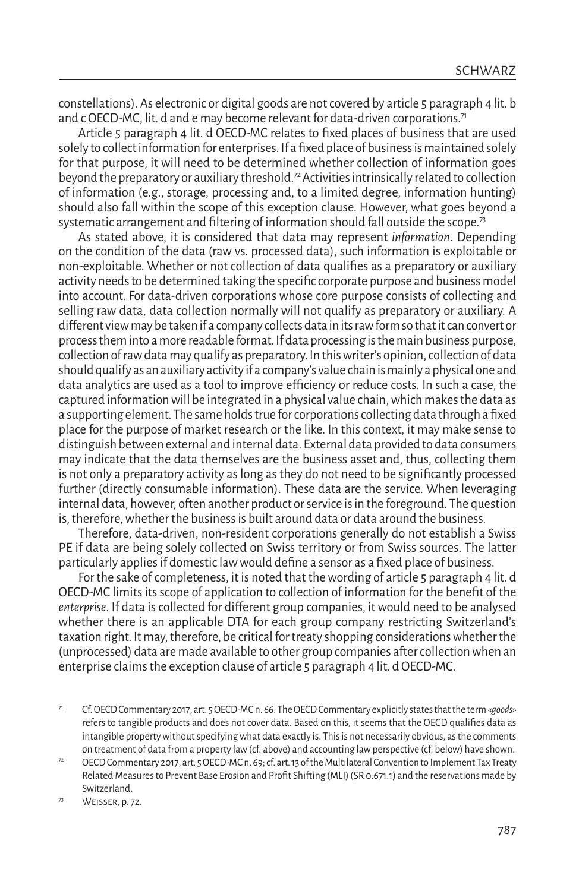constellations). As electronic or digital goods are not covered by article 5 paragraph 4 lit. b and c OECD-MC, lit. d and e may become relevant for data-driven corporations.[71]

Article 5 paragraph 4 lit. d OECD-MC relates to fixed places of business that are used solely to collect information for enterprises. If a fixed place of business is maintained solely for that purpose, it will need to be determined whether collection of information goes beyond the preparatory or auxiliary threshold.[72] Activities intrinsically related to collection of information (e.g., storage, processing and, to a limited degree, information hunting) should also fall within the scope of this exception clause. However, what goes beyond a systematic arrangement and filtering of information should fall outside the scope.[73]

As stated above, it is considered that data may represent *information*. Depending on the condition of the data (raw vs. processed data), such information is exploitable or non-exploitable. Whether or not collection of data qualifies as a preparatory or auxiliary activity needs to be determined taking the specific corporate purpose and business model into account. For data-driven corporations whose core purpose consists of collecting and selling raw data, data collection normally will not qualify as preparatory or auxiliary. A different view may be taken if a company collects data in its raw form so that it can convert or process them into a more readable format. If data processing is the main business purpose, collection of raw data may qualify as preparatory. In this writer's opinion, collection of data should qualify as an auxiliary activity if a company's value chain is mainly a physical one and data analytics are used as a tool to improve efficiency or reduce costs. In such a case, the captured information will be integrated in a physical value chain, which makes the data as a supporting element. The same holds true for corporations collecting data through a fixed place for the purpose of market research or the like. In this context, it may make sense to distinguish between external and internal data. External data provided to data consumers may indicate that the data themselves are the business asset and, thus, collecting them is not only a preparatory activity as long as they do not need to be significantly processed further (directly consumable information). These data are the service. When leveraging internal data, however, often another product or service is in the foreground. The question is, therefore, whether the business is built around data or data around the business.

Therefore, data-driven, non-resident corporations generally do not establish a Swiss PE if data are being solely collected on Swiss territory or from Swiss sources. The latter particularly applies if domestic law would define a sensor as a fixed place of business.

For the sake of completeness, it is noted that the wording of article 5 paragraph 4 lit. d OECD-MC limits its scope of application to collection of information for the benefit of the *enterprise*. If data is collected for different group companies, it would need to be analysed whether there is an applicable DTA for each group company restricting Switzerland's taxation right. It may, therefore, be critical for treaty shopping considerations whether the (unprocessed) data are made available to other group companies after collection when an enterprise claims the exception clause of article 5 paragraph 4 lit. d OECD-MC.

---

[71] Cf. OECD Commentary 2017, art. 5 OECD-MC n. 66. The OECD Commentary explicitly states that the term «*goods*» refers to tangible products and does not cover data. Based on this, it seems that the OECD qualifies data as intangible property without specifying what data exactly is. This is not necessarily obvious, as the comments on treatment of data from a property law (cf. above) and accounting law perspective (cf. below) have shown.

[72] OECD Commentary 2017, art. 5 OECD-MC n. 69; cf. art. 13 of the Multilateral Convention to Implement Tax Treaty Related Measures to Prevent Base Erosion and Profit Shifting (MLI) (SR 0.671.1) and the reservations made by Switzerland.

[73] Weisser, p. 72.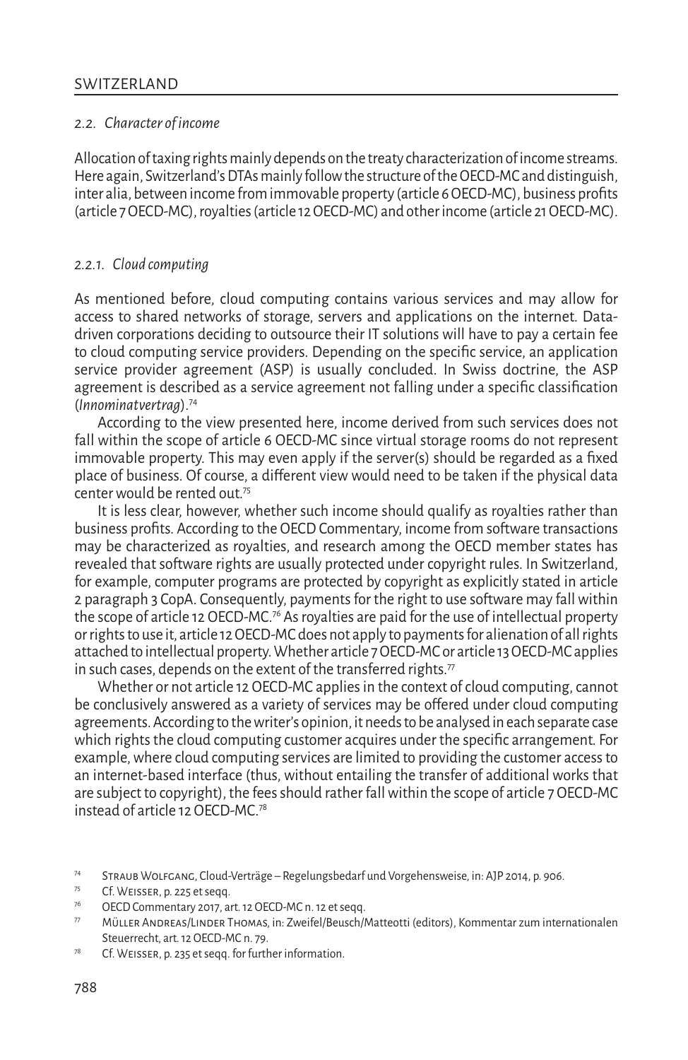### 2.2. Character of income

Allocation of taxing rights mainly depends on the treaty characterization of income streams. Here again, Switzerland's DTAs mainly follow the structure of the OECD-MC and distinguish, inter alia, between income from immovable property (article 6 OECD-MC), business profits (article 7 OECD-MC), royalties (article 12 OECD-MC) and other income (article 21 OECD-MC).

#### 2.2.1. Cloud computing

As mentioned before, cloud computing contains various services and may allow for access to shared networks of storage, servers and applications on the internet. Data-driven corporations deciding to outsource their IT solutions will have to pay a certain fee to cloud computing service providers. Depending on the specific service, an application service provider agreement (ASP) is usually concluded. In Swiss doctrine, the ASP agreement is described as a service agreement not falling under a specific classification (*Innominatvertrag*).[74]

According to the view presented here, income derived from such services does not fall within the scope of article 6 OECD-MC since virtual storage rooms do not represent immovable property. This may even apply if the server(s) should be regarded as a fixed place of business. Of course, a different view would need to be taken if the physical data center would be rented out.[75]

It is less clear, however, whether such income should qualify as royalties rather than business profits. According to the OECD Commentary, income from software transactions may be characterized as royalties, and research among the OECD member states has revealed that software rights are usually protected under copyright rules. In Switzerland, for example, computer programs are protected by copyright as explicitly stated in article 2 paragraph 3 CopA. Consequently, payments for the right to use software may fall within the scope of article 12 OECD-MC.[76] As royalties are paid for the use of intellectual property or rights to use it, article 12 OECD-MC does not apply to payments for alienation of all rights attached to intellectual property. Whether article 7 OECD-MC or article 13 OECD-MC applies in such cases, depends on the extent of the transferred rights.[77]

Whether or not article 12 OECD-MC applies in the context of cloud computing, cannot be conclusively answered as a variety of services may be offered under cloud computing agreements. According to the writer's opinion, it needs to be analysed in each separate case which rights the cloud computing customer acquires under the specific arrangement. For example, where cloud computing services are limited to providing the customer access to an internet-based interface (thus, without entailing the transfer of additional works that are subject to copyright), the fees should rather fall within the scope of article 7 OECD-MC instead of article 12 OECD-MC.[78]

---

[74] Straub Wolfgang, Cloud-Verträge – Regelungsbedarf und Vorgehensweise, in: AJP 2014, p. 906.

[75] Cf. Weisser, p. 225 et seqq.

[76] OECD Commentary 2017, art. 12 OECD-MC n. 12 et seqq.

[77] Müller Andreas/Linder Thomas, in: Zweifel/Beusch/Matteotti (editors), Kommentar zum internationalen Steuerrecht, art. 12 OECD-MC n. 79.

[78] Cf. Weisser, p. 235 et seqq. for further information.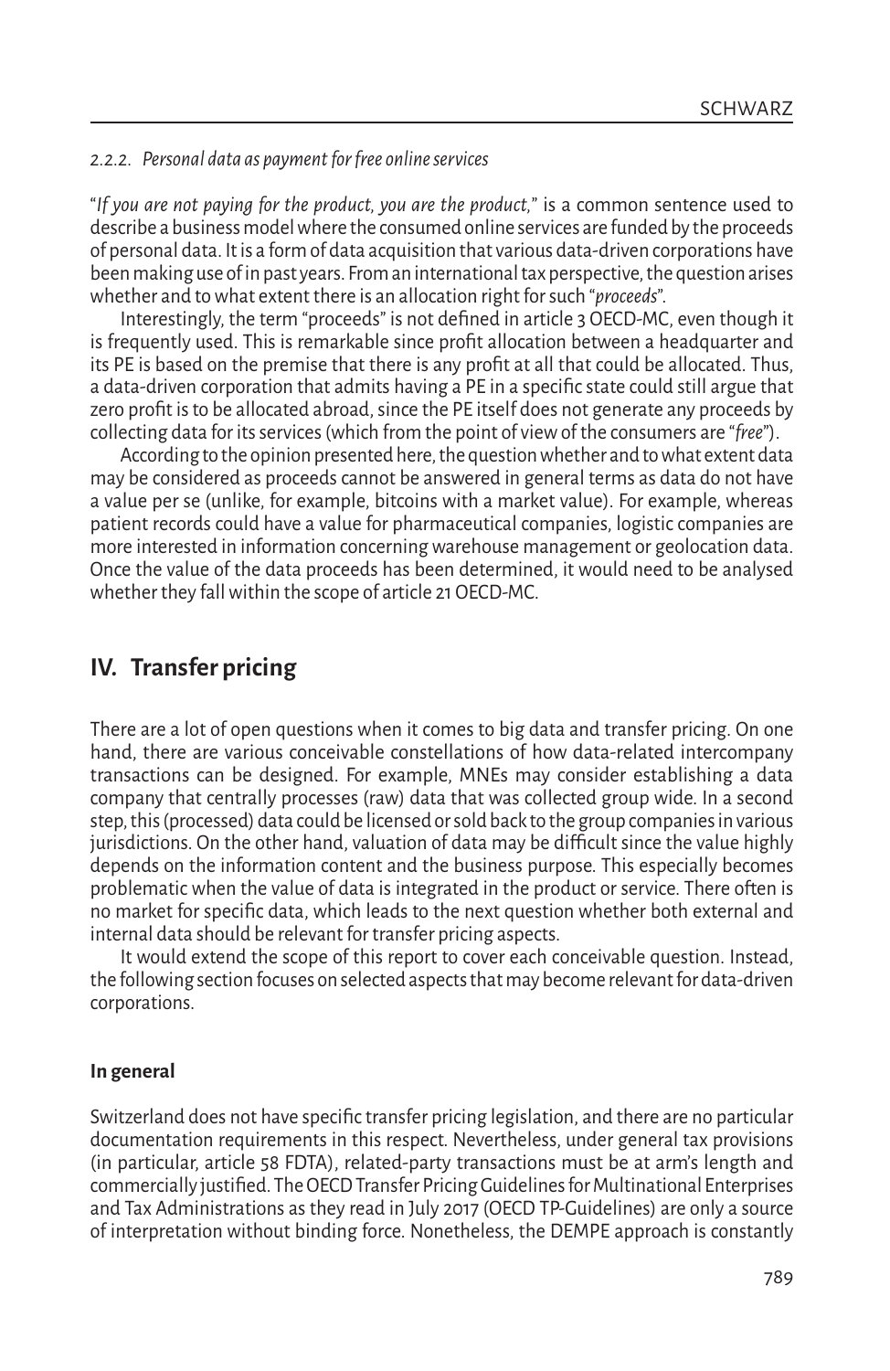#### 2.2.2. *Personal data as payment for free online services*

"*If you are not paying for the product, you are the product*," is a common sentence used to describe a business model where the consumed online services are funded by the proceeds of personal data. It is a form of data acquisition that various data-driven corporations have been making use of in past years. From an international tax perspective, the question arises whether and to what extent there is an allocation right for such "*proceeds*".

Interestingly, the term "proceeds" is not defined in article 3 OECD-MC, even though it is frequently used. This is remarkable since profit allocation between a headquarter and its PE is based on the premise that there is any profit at all that could be allocated. Thus, a data-driven corporation that admits having a PE in a specific state could still argue that zero profit is to be allocated abroad, since the PE itself does not generate any proceeds by collecting data for its services (which from the point of view of the consumers are "*free*").

According to the opinion presented here, the question whether and to what extent data may be considered as proceeds cannot be answered in general terms as data do not have a value per se (unlike, for example, bitcoins with a market value). For example, whereas patient records could have a value for pharmaceutical companies, logistic companies are more interested in information concerning warehouse management or geolocation data. Once the value of the data proceeds has been determined, it would need to be analysed whether they fall within the scope of article 21 OECD-MC.

## IV. Transfer pricing

There are a lot of open questions when it comes to big data and transfer pricing. On one hand, there are various conceivable constellations of how data-related intercompany transactions can be designed. For example, MNEs may consider establishing a data company that centrally processes (raw) data that was collected group wide. In a second step, this (processed) data could be licensed or sold back to the group companies in various jurisdictions. On the other hand, valuation of data may be difficult since the value highly depends on the information content and the business purpose. This especially becomes problematic when the value of data is integrated in the product or service. There often is no market for specific data, which leads to the next question whether both external and internal data should be relevant for transfer pricing aspects.

It would extend the scope of this report to cover each conceivable question. Instead, the following section focuses on selected aspects that may become relevant for data-driven corporations.

### In general

Switzerland does not have specific transfer pricing legislation, and there are no particular documentation requirements in this respect. Nevertheless, under general tax provisions (in particular, article 58 FDTA), related-party transactions must be at arm's length and commercially justified. The OECD Transfer Pricing Guidelines for Multinational Enterprises and Tax Administrations as they read in July 2017 (OECD TP-Guidelines) are only a source of interpretation without binding force. Nonetheless, the DEMPE approach is constantly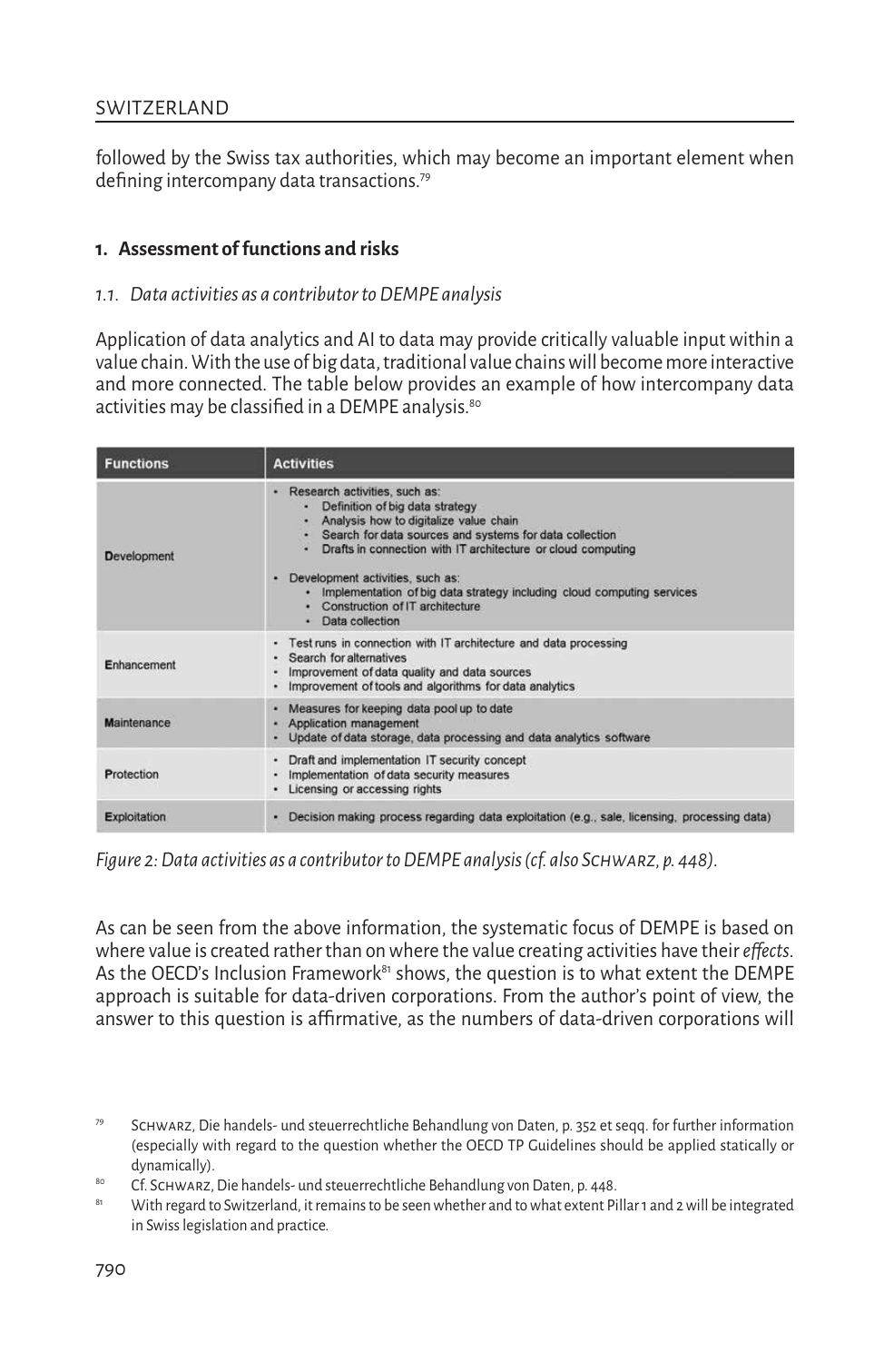followed by the Swiss tax authorities, which may become an important element when defining intercompany data transactions.[79]

## 1. Assessment of functions and risks

### *1.1. Data activities as a contributor to DEMPE analysis*

Application of data analytics and AI to data may provide critically valuable input within a value chain. With the use of big data, traditional value chains will become more interactive and more connected. The table below provides an example of how intercompany data activities may be classified in a DEMPE analysis.[80]

| Functions | Activities |
|---|---|
| **D**evelopment | • Research activities, such as:<br>  • Definition of big data strategy<br>  • Analysis how to digitalize value chain<br>  • Search for data sources and systems for data collection<br>  • Drafts in connection with IT architecture or cloud computing<br>• Development activities, such as:<br>  • Implementation of big data strategy including cloud computing services<br>  • Construction of IT architecture<br>  • Data collection |
| **E**nhancement | • Test runs in connection with IT architecture and data processing<br>• Search for alternatives<br>• Improvement of data quality and data sources<br>• Improvement of tools and algorithms for data analytics |
| **M**aintenance | • Measures for keeping data pool up to date<br>• Application management<br>• Update of data storage, data processing and data analytics software |
| **P**rotection | • Draft and implementation IT security concept<br>• Implementation of data security measures<br>• Licensing or accessing rights |
| **E**xploitation | • Decision making process regarding data exploitation (e.g., sale, licensing, processing data) |

*Figure 2: Data activities as a contributor to DEMPE analysis (cf. also Schwarz, p. 448).*

As can be seen from the above information, the systematic focus of DEMPE is based on where value is created rather than on where the value creating activities have their *effects*. As the OECD's Inclusion Framework[81] shows, the question is to what extent the DEMPE approach is suitable for data-driven corporations. From the author's point of view, the answer to this question is affirmative, as the numbers of data-driven corporations will

---

[79] Schwarz, Die handels- und steuerrechtliche Behandlung von Daten, p. 352 et seqq. for further information (especially with regard to the question whether the OECD TP Guidelines should be applied statically or dynamically).

[80] Cf. Schwarz, Die handels- und steuerrechtliche Behandlung von Daten, p. 448.

[81] With regard to Switzerland, it remains to be seen whether and to what extent Pillar 1 and 2 will be integrated in Swiss legislation and practice.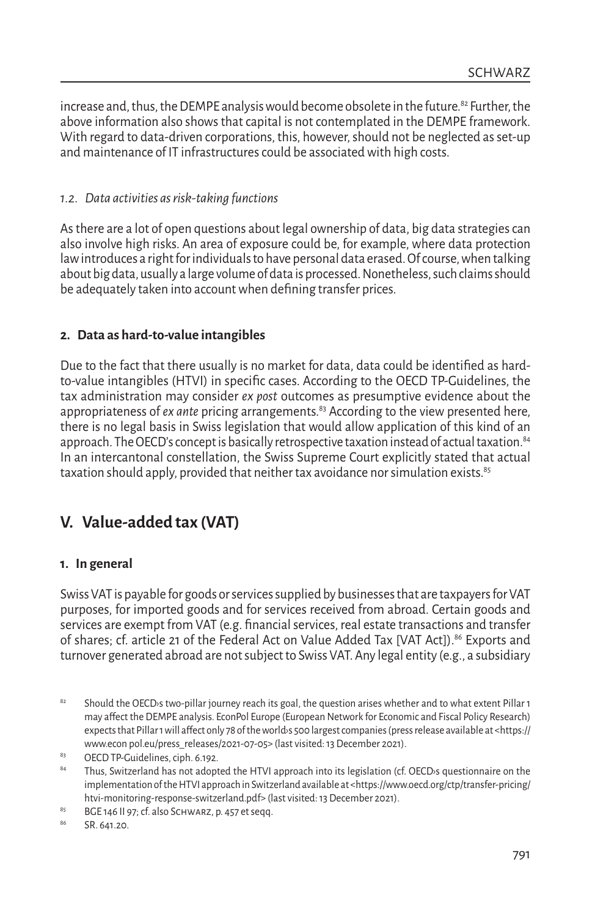increase and, thus, the DEMPE analysis would become obsolete in the future.[82] Further, the above information also shows that capital is not contemplated in the DEMPE framework. With regard to data-driven corporations, this, however, should not be neglected as set-up and maintenance of IT infrastructures could be associated with high costs.

#### *1.2. Data activities as risk-taking functions*

As there are a lot of open questions about legal ownership of data, big data strategies can also involve high risks. An area of exposure could be, for example, where data protection law introduces a right for individuals to have personal data erased. Of course, when talking about big data, usually a large volume of data is processed. Nonetheless, such claims should be adequately taken into account when defining transfer prices.

### **2. Data as hard-to-value intangibles**

Due to the fact that there usually is no market for data, data could be identified as hard-to-value intangibles (HTVI) in specific cases. According to the OECD TP-Guidelines, the tax administration may consider *ex post* outcomes as presumptive evidence about the appropriateness of *ex ante* pricing arrangements.[83] According to the view presented here, there is no legal basis in Swiss legislation that would allow application of this kind of an approach. The OECD's concept is basically retrospective taxation instead of actual taxation.[84] In an intercantonal constellation, the Swiss Supreme Court explicitly stated that actual taxation should apply, provided that neither tax avoidance nor simulation exists.[85]

## **V. Value-added tax (VAT)**

### **1. In general**

Swiss VAT is payable for goods or services supplied by businesses that are taxpayers for VAT purposes, for imported goods and for services received from abroad. Certain goods and services are exempt from VAT (e.g. financial services, real estate transactions and transfer of shares; cf. article 21 of the Federal Act on Value Added Tax [VAT Act]).[86] Exports and turnover generated abroad are not subject to Swiss VAT. Any legal entity (e.g., a subsidiary

---

[82] Should the OECD›s two-pillar journey reach its goal, the question arises whether and to what extent Pillar 1 may affect the DEMPE analysis. EconPol Europe (European Network for Economic and Fiscal Policy Research) expects that Pillar 1 will affect only 78 of the world›s 500 largest companies (press release available at <https://www.econ pol.eu/press_releases/2021-07-05> (last visited: 13 December 2021).

[83] OECD TP-Guidelines, ciph. 6.192.

[84] Thus, Switzerland has not adopted the HTVI approach into its legislation (cf. OECD›s questionnaire on the implementation of the HTVI approach in Switzerland available at <https://www.oecd.org/ctp/transfer-pricing/htvi-monitoring-response-switzerland.pdf> (last visited: 13 December 2021).

[85] BGE 146 II 97; cf. also Schwarz, p. 457 et seqq.

[86] SR. 641.20.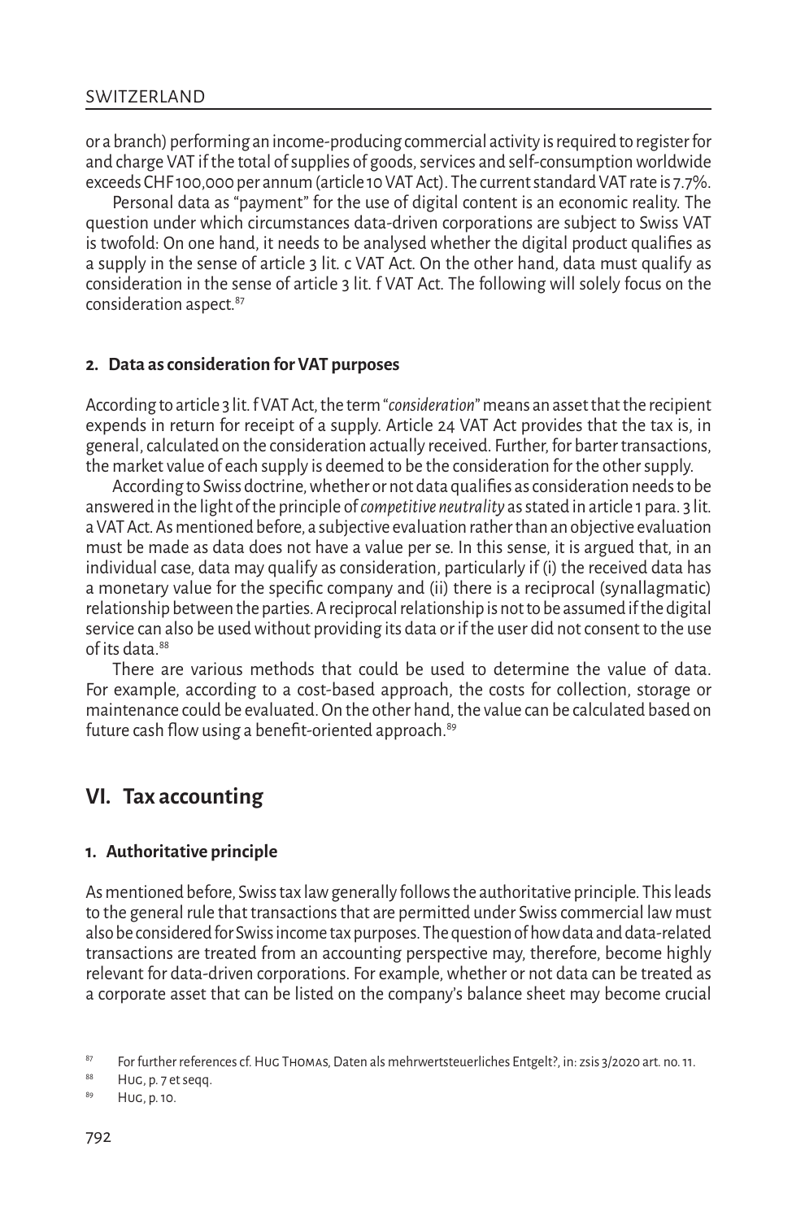or a branch) performing an income-producing commercial activity is required to register for and charge VAT if the total of supplies of goods, services and self-consumption worldwide exceeds CHF 100,000 per annum (article 10 VAT Act). The current standard VAT rate is 7.7%.

Personal data as "payment" for the use of digital content is an economic reality. The question under which circumstances data-driven corporations are subject to Swiss VAT is twofold: On one hand, it needs to be analysed whether the digital product qualifies as a supply in the sense of article 3 lit. c VAT Act. On the other hand, data must qualify as consideration in the sense of article 3 lit. f VAT Act. The following will solely focus on the consideration aspect.[87]

### 2. Data as consideration for VAT purposes

According to article 3 lit. f VAT Act, the term "*consideration*" means an asset that the recipient expends in return for receipt of a supply. Article 24 VAT Act provides that the tax is, in general, calculated on the consideration actually received. Further, for barter transactions, the market value of each supply is deemed to be the consideration for the other supply.

According to Swiss doctrine, whether or not data qualifies as consideration needs to be answered in the light of the principle of *competitive neutrality* as stated in article 1 para. 3 lit. a VAT Act. As mentioned before, a subjective evaluation rather than an objective evaluation must be made as data does not have a value per se. In this sense, it is argued that, in an individual case, data may qualify as consideration, particularly if (i) the received data has a monetary value for the specific company and (ii) there is a reciprocal (synallagmatic) relationship between the parties. A reciprocal relationship is not to be assumed if the digital service can also be used without providing its data or if the user did not consent to the use of its data.[88]

There are various methods that could be used to determine the value of data. For example, according to a cost-based approach, the costs for collection, storage or maintenance could be evaluated. On the other hand, the value can be calculated based on future cash flow using a benefit-oriented approach.[89]

## VI. Tax accounting

### 1. Authoritative principle

As mentioned before, Swiss tax law generally follows the authoritative principle. This leads to the general rule that transactions that are permitted under Swiss commercial law must also be considered for Swiss income tax purposes. The question of how data and data-related transactions are treated from an accounting perspective may, therefore, become highly relevant for data-driven corporations. For example, whether or not data can be treated as a corporate asset that can be listed on the company's balance sheet may become crucial

---

[87] For further references cf. Hug Thomas, Daten als mehrwertsteuerliches Entgelt?, in: zsis 3/2020 art. no. 11.

[88] Hug, p. 7 et seqq.

[89] Hug, p. 10.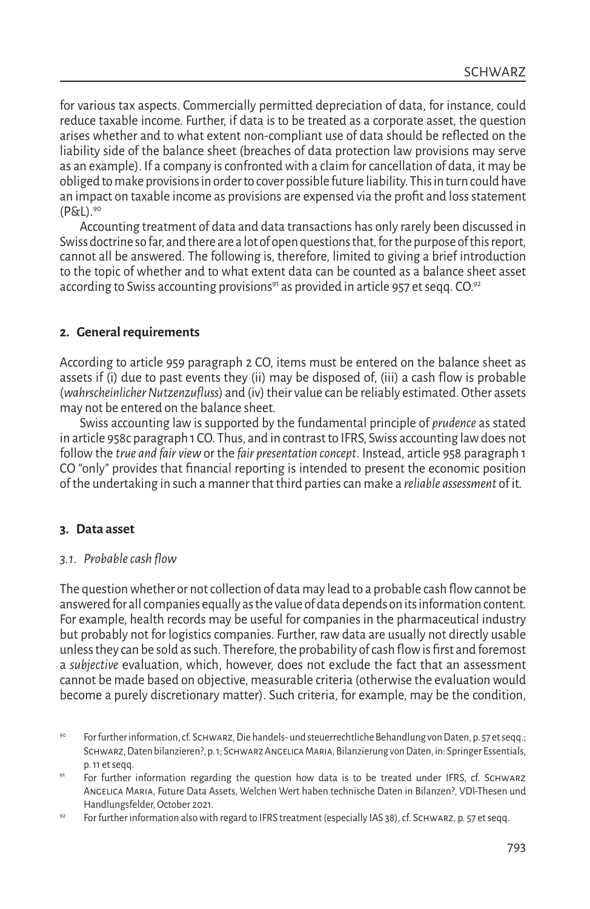for various tax aspects. Commercially permitted depreciation of data, for instance, could reduce taxable income. Further, if data is to be treated as a corporate asset, the question arises whether and to what extent non-compliant use of data should be reflected on the liability side of the balance sheet (breaches of data protection law provisions may serve as an example). If a company is confronted with a claim for cancellation of data, it may be obliged to make provisions in order to cover possible future liability. This in turn could have an impact on taxable income as provisions are expensed via the profit and loss statement (P&L).[90]

Accounting treatment of data and data transactions has only rarely been discussed in Swiss doctrine so far, and there are a lot of open questions that, for the purpose of this report, cannot all be answered. The following is, therefore, limited to giving a brief introduction to the topic of whether and to what extent data can be counted as a balance sheet asset according to Swiss accounting provisions[91] as provided in article 957 et seqq. CO.[92]

## 2. General requirements

According to article 959 paragraph 2 CO, items must be entered on the balance sheet as assets if (i) due to past events they (ii) may be disposed of, (iii) a cash flow is probable (*wahrscheinlicher Nutzenzufluss*) and (iv) their value can be reliably estimated. Other assets may not be entered on the balance sheet.

Swiss accounting law is supported by the fundamental principle of *prudence* as stated in article 958c paragraph 1 CO. Thus, and in contrast to IFRS, Swiss accounting law does not follow the *true and fair view* or the *fair presentation concept*. Instead, article 958 paragraph 1 CO "only" provides that financial reporting is intended to present the economic position of the undertaking in such a manner that third parties can make a *reliable assessment* of it.

## 3. Data asset

### *3.1. Probable cash flow*

The question whether or not collection of data may lead to a probable cash flow cannot be answered for all companies equally as the value of data depends on its information content. For example, health records may be useful for companies in the pharmaceutical industry but probably not for logistics companies. Further, raw data are usually not directly usable unless they can be sold as such. Therefore, the probability of cash flow is first and foremost a *subjective* evaluation, which, however, does not exclude the fact that an assessment cannot be made based on objective, measurable criteria (otherwise the evaluation would become a purely discretionary matter). Such criteria, for example, may be the condition,

[90] For further information, cf. Schwarz, Die handels- und steuerrechtliche Behandlung von Daten, p. 57 et seqq.; Schwarz, Daten bilanzieren?, p. 1; Schwarz Angelica Maria, Bilanzierung von Daten, in: Springer Essentials, p. 11 et seqq.

[91] For further information regarding the question how data is to be treated under IFRS, cf. Schwarz Angelica Maria, Future Data Assets, Welchen Wert haben technische Daten in Bilanzen?, VDI-Thesen und Handlungsfelder, October 2021.

[92] For further information also with regard to IFRS treatment (especially IAS 38), cf. Schwarz, p. 57 et seqq.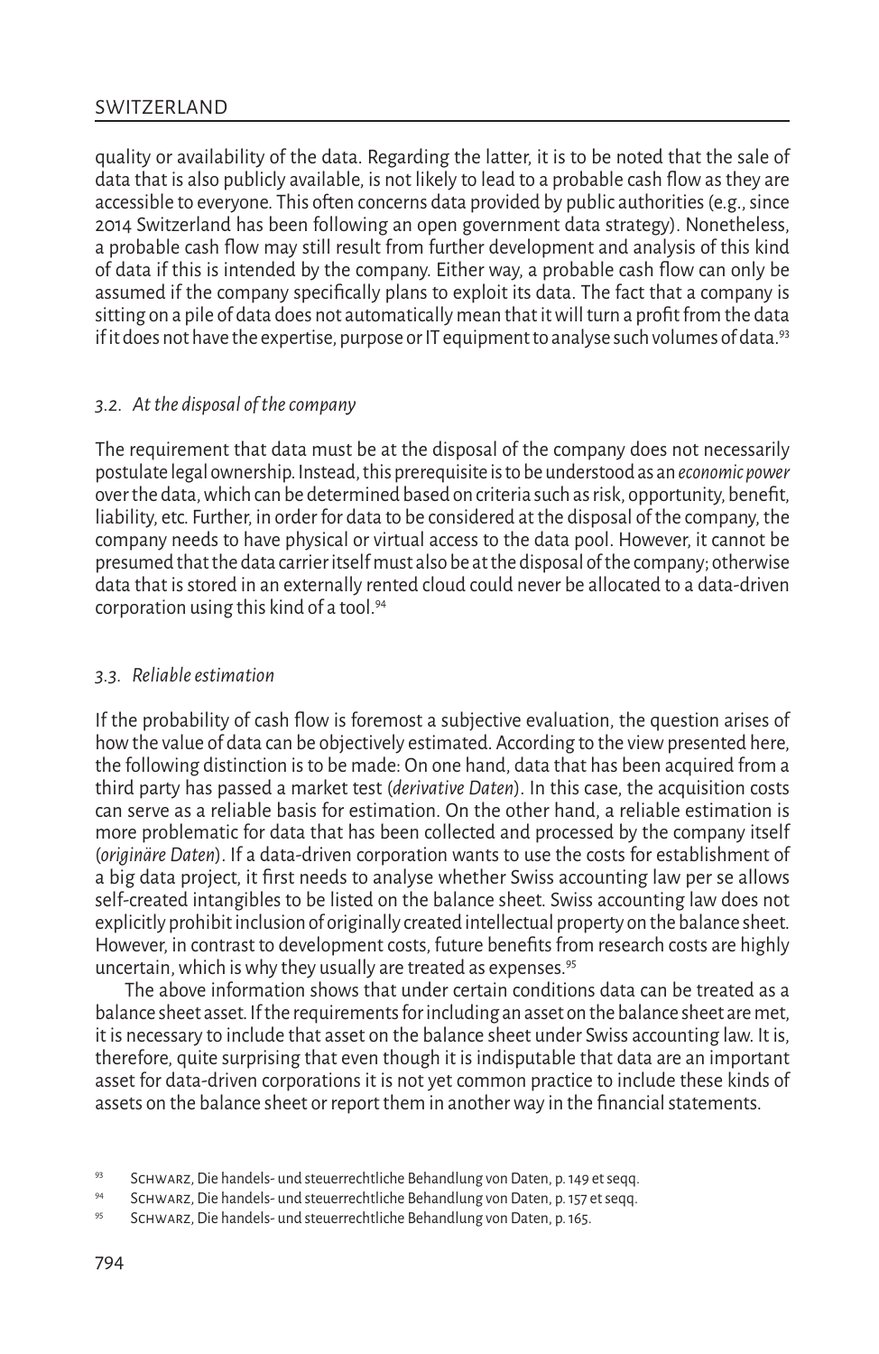quality or availability of the data. Regarding the latter, it is to be noted that the sale of data that is also publicly available, is not likely to lead to a probable cash flow as they are accessible to everyone. This often concerns data provided by public authorities (e.g., since 2014 Switzerland has been following an open government data strategy). Nonetheless, a probable cash flow may still result from further development and analysis of this kind of data if this is intended by the company. Either way, a probable cash flow can only be assumed if the company specifically plans to exploit its data. The fact that a company is sitting on a pile of data does not automatically mean that it will turn a profit from the data if it does not have the expertise, purpose or IT equipment to analyse such volumes of data.[93]

### *3.2. At the disposal of the company*

The requirement that data must be at the disposal of the company does not necessarily postulate legal ownership. Instead, this prerequisite is to be understood as an *economic power* over the data, which can be determined based on criteria such as risk, opportunity, benefit, liability, etc. Further, in order for data to be considered at the disposal of the company, the company needs to have physical or virtual access to the data pool. However, it cannot be presumed that the data carrier itself must also be at the disposal of the company; otherwise data that is stored in an externally rented cloud could never be allocated to a data-driven corporation using this kind of a tool.[94]

### *3.3. Reliable estimation*

If the probability of cash flow is foremost a subjective evaluation, the question arises of how the value of data can be objectively estimated. According to the view presented here, the following distinction is to be made: On one hand, data that has been acquired from a third party has passed a market test (*derivative Daten*). In this case, the acquisition costs can serve as a reliable basis for estimation. On the other hand, a reliable estimation is more problematic for data that has been collected and processed by the company itself (*originäre Daten*). If a data-driven corporation wants to use the costs for establishment of a big data project, it first needs to analyse whether Swiss accounting law per se allows self-created intangibles to be listed on the balance sheet. Swiss accounting law does not explicitly prohibit inclusion of originally created intellectual property on the balance sheet. However, in contrast to development costs, future benefits from research costs are highly uncertain, which is why they usually are treated as expenses.[95]

The above information shows that under certain conditions data can be treated as a balance sheet asset. If the requirements for including an asset on the balance sheet are met, it is necessary to include that asset on the balance sheet under Swiss accounting law. It is, therefore, quite surprising that even though it is indisputable that data are an important asset for data-driven corporations it is not yet common practice to include these kinds of assets on the balance sheet or report them in another way in the financial statements.

---

[93] Schwarz, Die handels- und steuerrechtliche Behandlung von Daten, p. 149 et seqq.

[94] Schwarz, Die handels- und steuerrechtliche Behandlung von Daten, p. 157 et seqq.

[95] Schwarz, Die handels- und steuerrechtliche Behandlung von Daten, p. 165.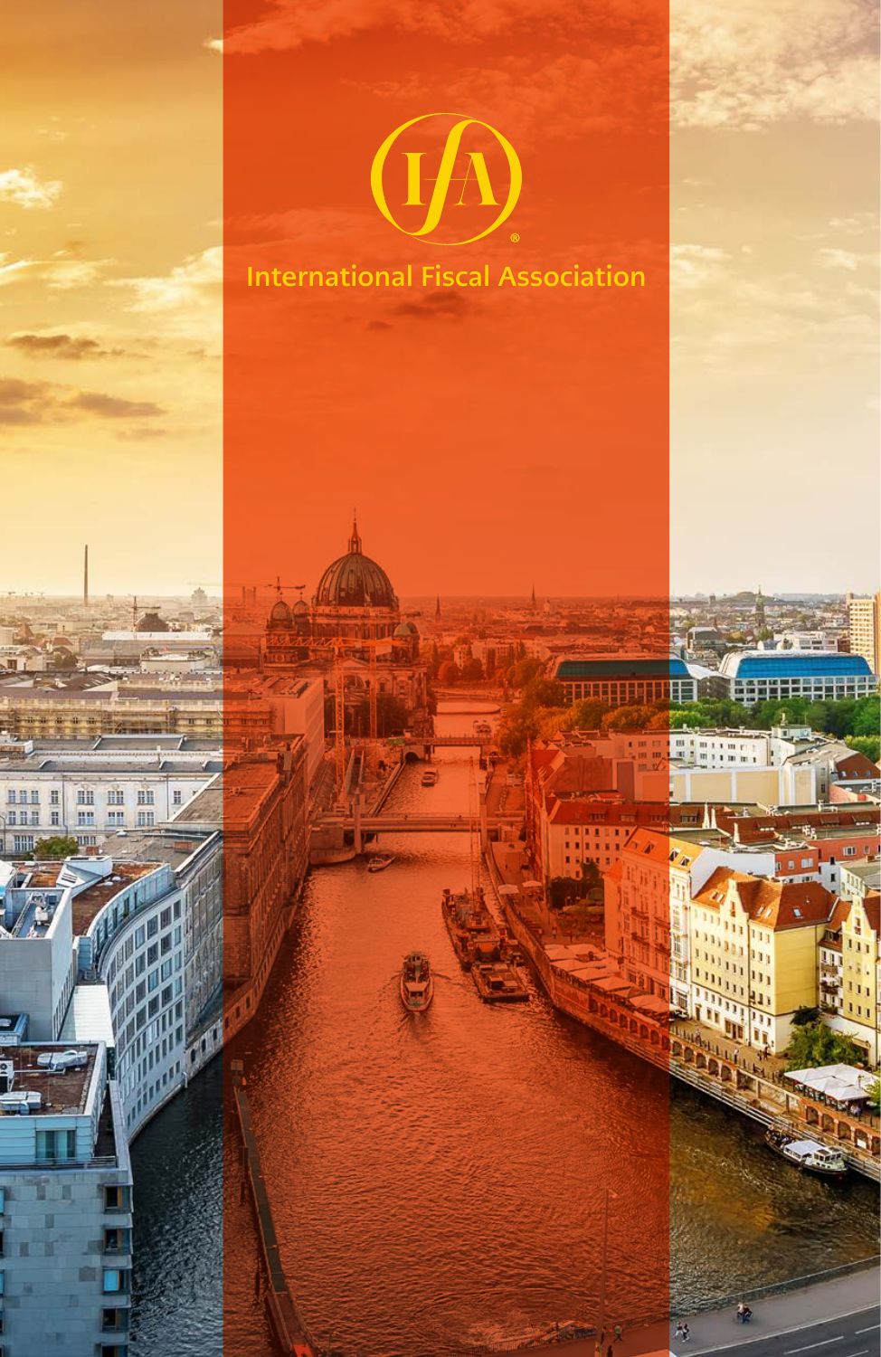International Fiscal Association